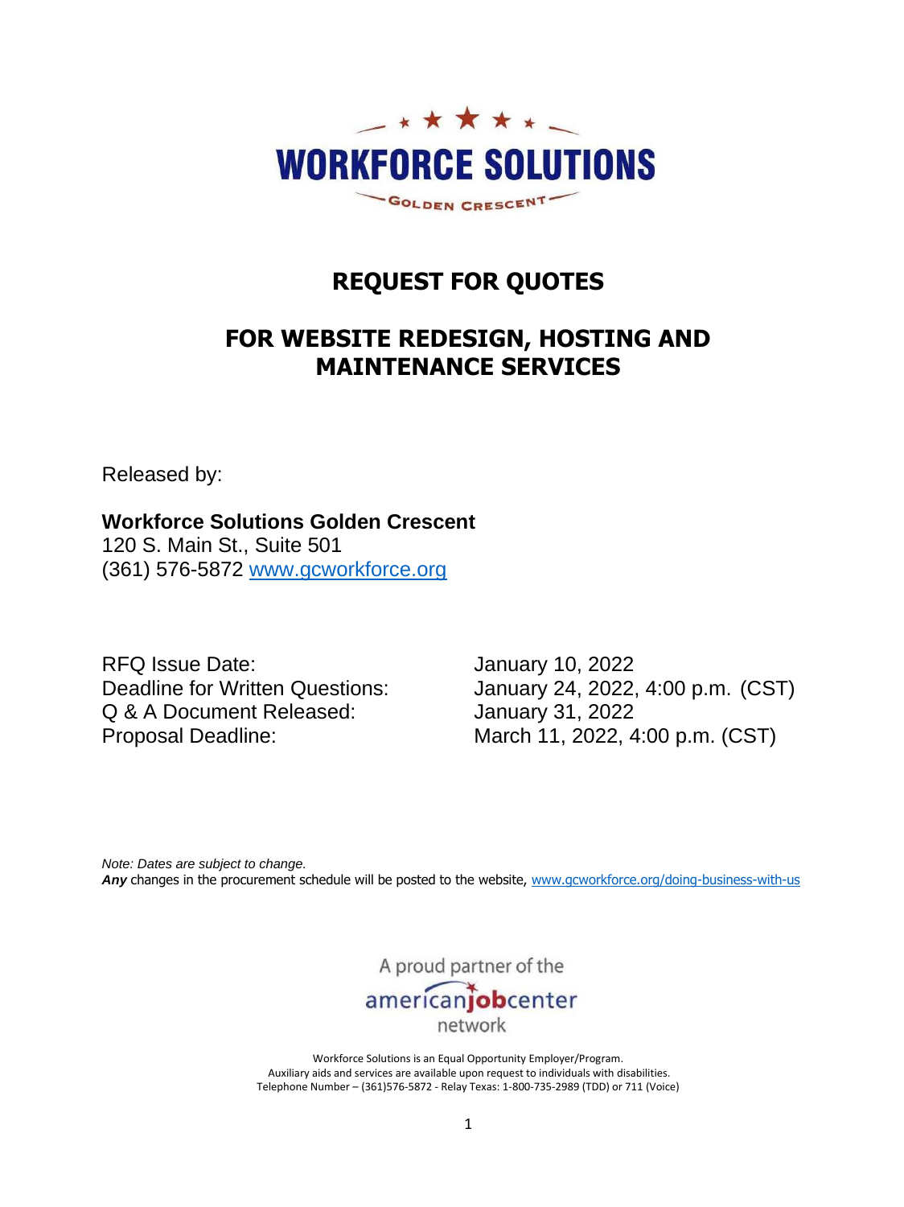WORKFORCE SOLUTIONS

GOLDEN CRESCENT

# REQUEST FOR QUOTES

## FOR WEBSITE REDESIGN, HOSTING AND MAINTENANCE SERVICES

Released by:

**Workforce Solutions Golden Crescent**
120 S. Main St., Suite 501
(361) 576-5872 www.gcworkforce.org

| | |
|---|---|
| RFQ Issue Date: | January 10, 2022 |
| Deadline for Written Questions: | January 24, 2022, 4:00 p.m. (CST) |
| Q & A Document Released: | January 31, 2022 |
| Proposal Deadline: | March 11, 2022, 4:00 p.m. (CST) |

*Note: Dates are subject to change.*
***Any*** changes in the procurement schedule will be posted to the website, www.gcworkforce.org/doing-business-with-us

A proud partner of the americanjobcenter network

Workforce Solutions is an Equal Opportunity Employer/Program.
Auxiliary aids and services are available upon request to individuals with disabilities.
Telephone Number – (361)576-5872 - Relay Texas: 1-800-735-2989 (TDD) or 711 (Voice)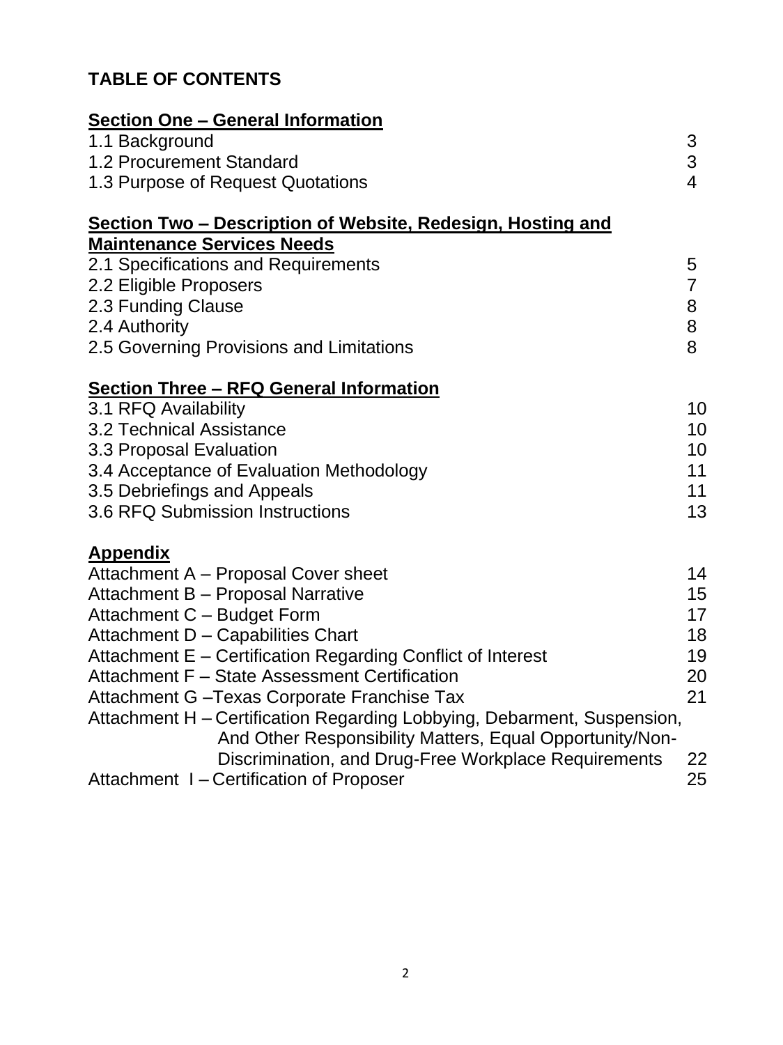# TABLE OF CONTENTS

**<u>Section One – General Information</u>**

| | |
|---|---|
| 1.1 Background | 3 |
| 1.2 Procurement Standard | 3 |
| 1.3 Purpose of Request Quotations | 4 |

**<u>Section Two – Description of Website, Redesign, Hosting and Maintenance Services Needs</u>**

| | |
|---|---|
| 2.1 Specifications and Requirements | 5 |
| 2.2 Eligible Proposers | 7 |
| 2.3 Funding Clause | 8 |
| 2.4 Authority | 8 |
| 2.5 Governing Provisions and Limitations | 8 |

**<u>Section Three – RFQ General Information</u>**

| | |
|---|---|
| 3.1 RFQ Availability | 10 |
| 3.2 Technical Assistance | 10 |
| 3.3 Proposal Evaluation | 10 |
| 3.4 Acceptance of Evaluation Methodology | 11 |
| 3.5 Debriefings and Appeals | 11 |
| 3.6 RFQ Submission Instructions | 13 |

**<u>Appendix</u>**

| | |
|---|---|
| Attachment A – Proposal Cover sheet | 14 |
| Attachment B – Proposal Narrative | 15 |
| Attachment C – Budget Form | 17 |
| Attachment D – Capabilities Chart | 18 |
| Attachment E – Certification Regarding Conflict of Interest | 19 |
| Attachment F – State Assessment Certification | 20 |
| Attachment G –Texas Corporate Franchise Tax | 21 |
| Attachment H – Certification Regarding Lobbying, Debarment, Suspension, And Other Responsibility Matters, Equal Opportunity/Non-Discrimination, and Drug-Free Workplace Requirements | 22 |
| Attachment I – Certification of Proposer | 25 |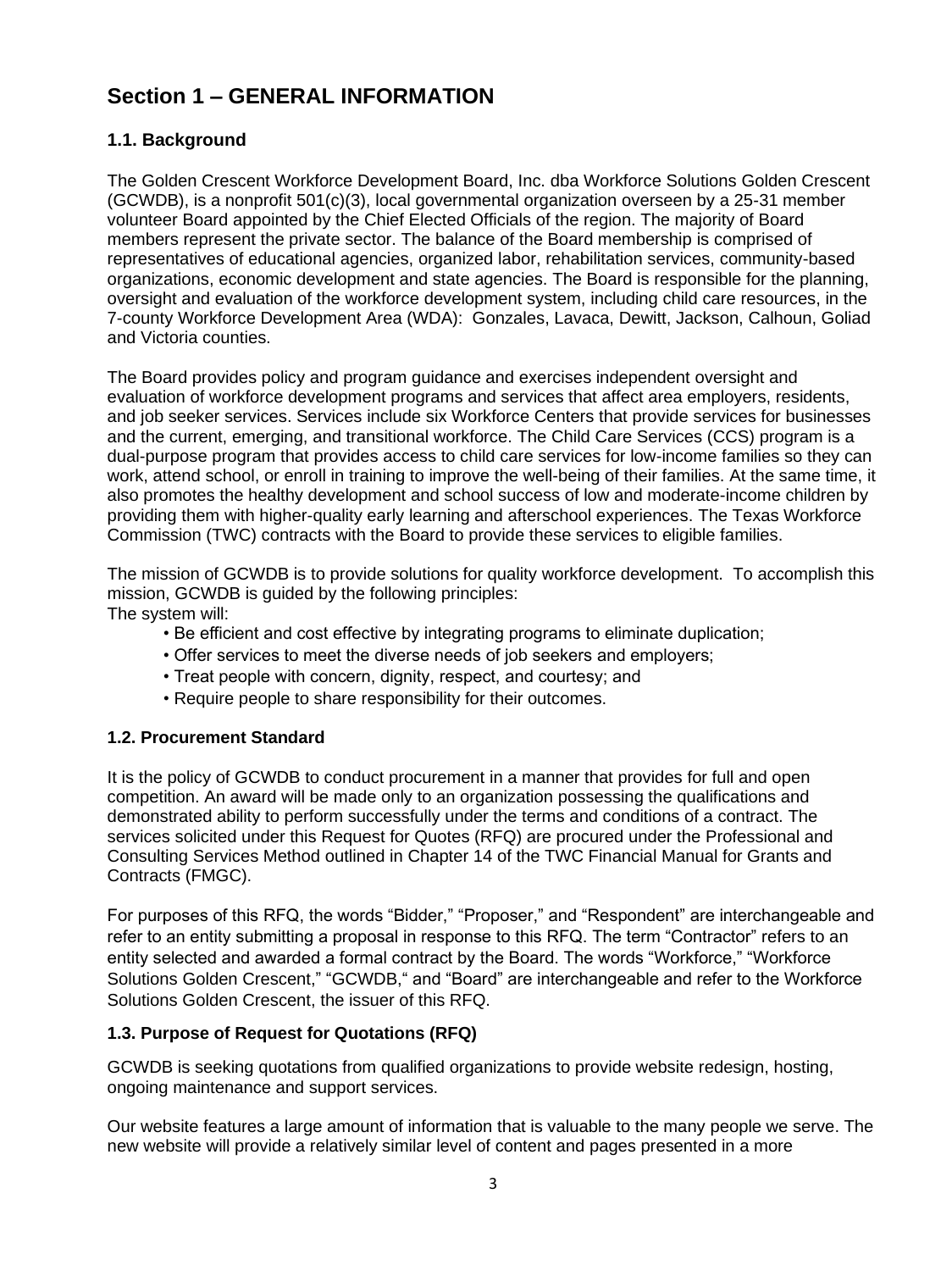## Section 1 – GENERAL INFORMATION

### 1.1. Background

The Golden Crescent Workforce Development Board, Inc. dba Workforce Solutions Golden Crescent (GCWDB), is a nonprofit 501(c)(3), local governmental organization overseen by a 25-31 member volunteer Board appointed by the Chief Elected Officials of the region. The majority of Board members represent the private sector. The balance of the Board membership is comprised of representatives of educational agencies, organized labor, rehabilitation services, community-based organizations, economic development and state agencies. The Board is responsible for the planning, oversight and evaluation of the workforce development system, including child care resources, in the 7-county Workforce Development Area (WDA): Gonzales, Lavaca, Dewitt, Jackson, Calhoun, Goliad and Victoria counties.

The Board provides policy and program guidance and exercises independent oversight and evaluation of workforce development programs and services that affect area employers, residents, and job seeker services. Services include six Workforce Centers that provide services for businesses and the current, emerging, and transitional workforce. The Child Care Services (CCS) program is a dual-purpose program that provides access to child care services for low-income families so they can work, attend school, or enroll in training to improve the well-being of their families. At the same time, it also promotes the healthy development and school success of low and moderate-income children by providing them with higher-quality early learning and afterschool experiences. The Texas Workforce Commission (TWC) contracts with the Board to provide these services to eligible families.

The mission of GCWDB is to provide solutions for quality workforce development. To accomplish this mission, GCWDB is guided by the following principles:
The system will:

- Be efficient and cost effective by integrating programs to eliminate duplication;
- Offer services to meet the diverse needs of job seekers and employers;
- Treat people with concern, dignity, respect, and courtesy; and
- Require people to share responsibility for their outcomes.

### 1.2. Procurement Standard

It is the policy of GCWDB to conduct procurement in a manner that provides for full and open competition. An award will be made only to an organization possessing the qualifications and demonstrated ability to perform successfully under the terms and conditions of a contract. The services solicited under this Request for Quotes (RFQ) are procured under the Professional and Consulting Services Method outlined in Chapter 14 of the TWC Financial Manual for Grants and Contracts (FMGC).

For purposes of this RFQ, the words "Bidder," "Proposer," and "Respondent" are interchangeable and refer to an entity submitting a proposal in response to this RFQ. The term "Contractor" refers to an entity selected and awarded a formal contract by the Board. The words "Workforce," "Workforce Solutions Golden Crescent," "GCWDB," and "Board" are interchangeable and refer to the Workforce Solutions Golden Crescent, the issuer of this RFQ.

### 1.3. Purpose of Request for Quotations (RFQ)

GCWDB is seeking quotations from qualified organizations to provide website redesign, hosting, ongoing maintenance and support services.

Our website features a large amount of information that is valuable to the many people we serve. The new website will provide a relatively similar level of content and pages presented in a more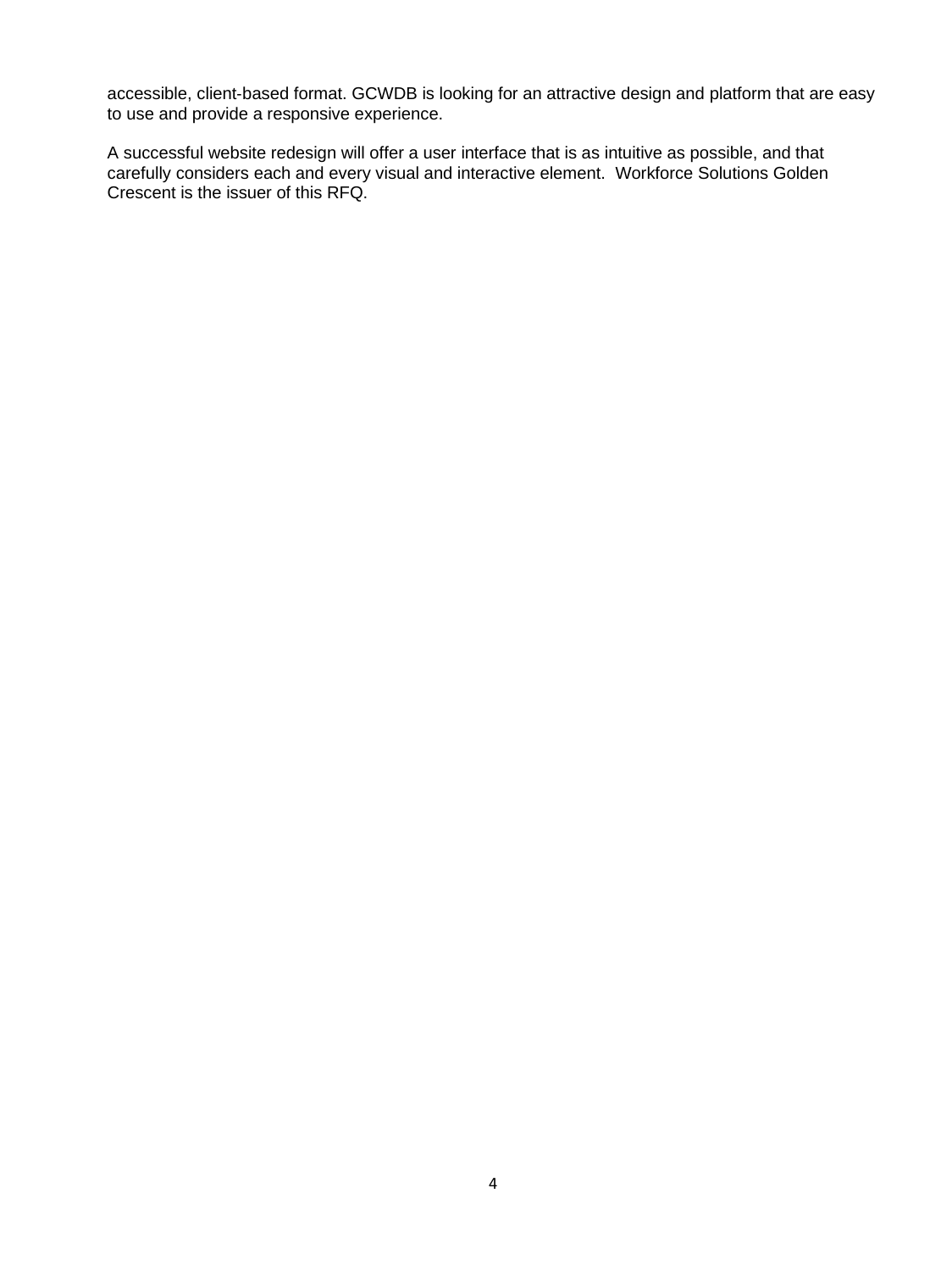accessible, client-based format. GCWDB is looking for an attractive design and platform that are easy to use and provide a responsive experience.

A successful website redesign will offer a user interface that is as intuitive as possible, and that carefully considers each and every visual and interactive element. Workforce Solutions Golden Crescent is the issuer of this RFQ.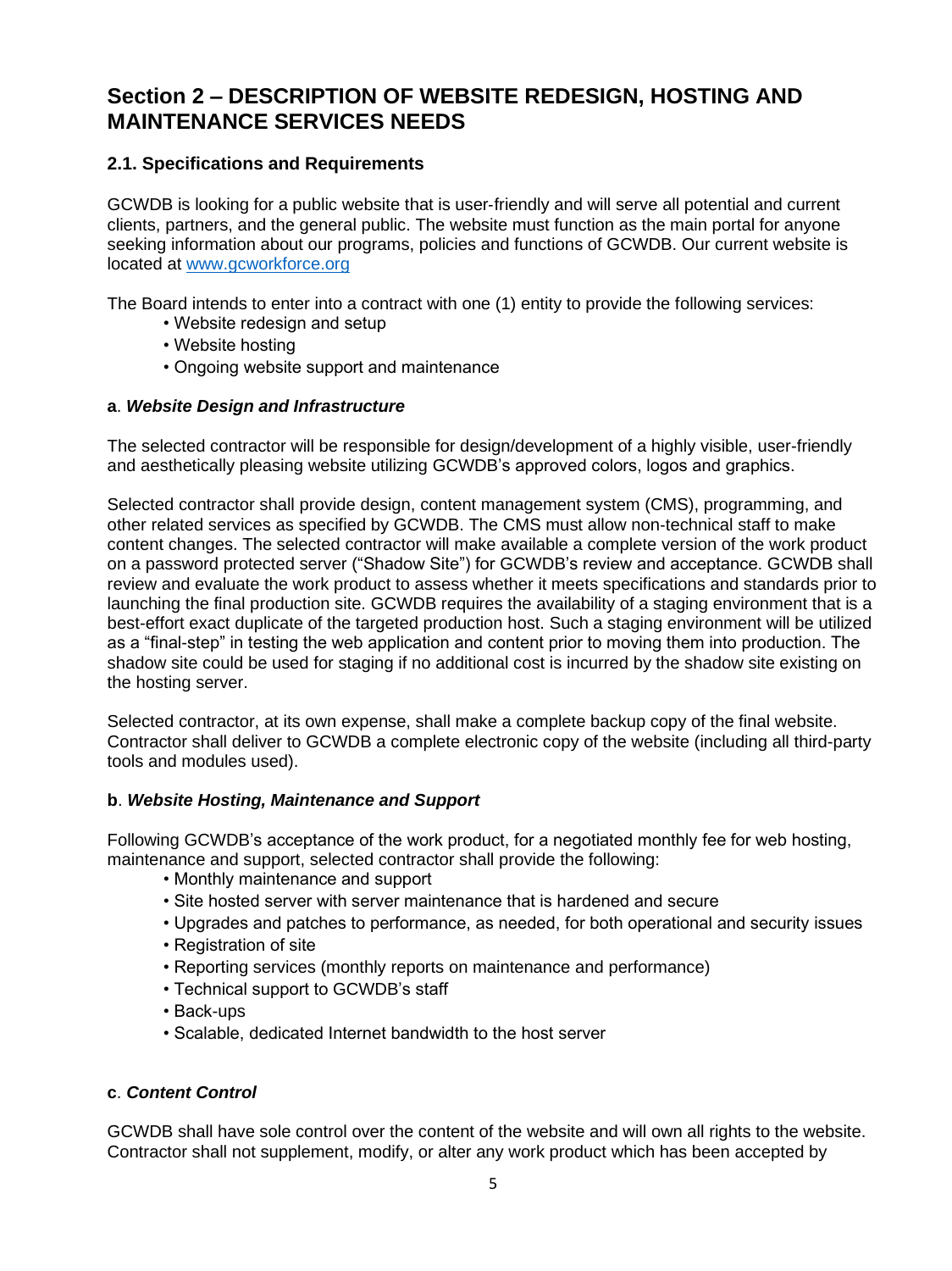## Section 2 – DESCRIPTION OF WEBSITE REDESIGN, HOSTING AND MAINTENANCE SERVICES NEEDS

### 2.1. Specifications and Requirements

GCWDB is looking for a public website that is user-friendly and will serve all potential and current clients, partners, and the general public. The website must function as the main portal for anyone seeking information about our programs, policies and functions of GCWDB. Our current website is located at www.gcworkforce.org

The Board intends to enter into a contract with one (1) entity to provide the following services:

- Website redesign and setup
- Website hosting
- Ongoing website support and maintenance

**a**. ***Website Design and Infrastructure***

The selected contractor will be responsible for design/development of a highly visible, user-friendly and aesthetically pleasing website utilizing GCWDB's approved colors, logos and graphics.

Selected contractor shall provide design, content management system (CMS), programming, and other related services as specified by GCWDB. The CMS must allow non-technical staff to make content changes. The selected contractor will make available a complete version of the work product on a password protected server ("Shadow Site") for GCWDB's review and acceptance. GCWDB shall review and evaluate the work product to assess whether it meets specifications and standards prior to launching the final production site. GCWDB requires the availability of a staging environment that is a best-effort exact duplicate of the targeted production host. Such a staging environment will be utilized as a "final-step" in testing the web application and content prior to moving them into production. The shadow site could be used for staging if no additional cost is incurred by the shadow site existing on the hosting server.

Selected contractor, at its own expense, shall make a complete backup copy of the final website. Contractor shall deliver to GCWDB a complete electronic copy of the website (including all third-party tools and modules used).

**b**. ***Website Hosting, Maintenance and Support***

Following GCWDB's acceptance of the work product, for a negotiated monthly fee for web hosting, maintenance and support, selected contractor shall provide the following:

- Monthly maintenance and support
- Site hosted server with server maintenance that is hardened and secure
- Upgrades and patches to performance, as needed, for both operational and security issues
- Registration of site
- Reporting services (monthly reports on maintenance and performance)
- Technical support to GCWDB's staff
- Back-ups
- Scalable, dedicated Internet bandwidth to the host server

**c**. ***Content Control***

GCWDB shall have sole control over the content of the website and will own all rights to the website. Contractor shall not supplement, modify, or alter any work product which has been accepted by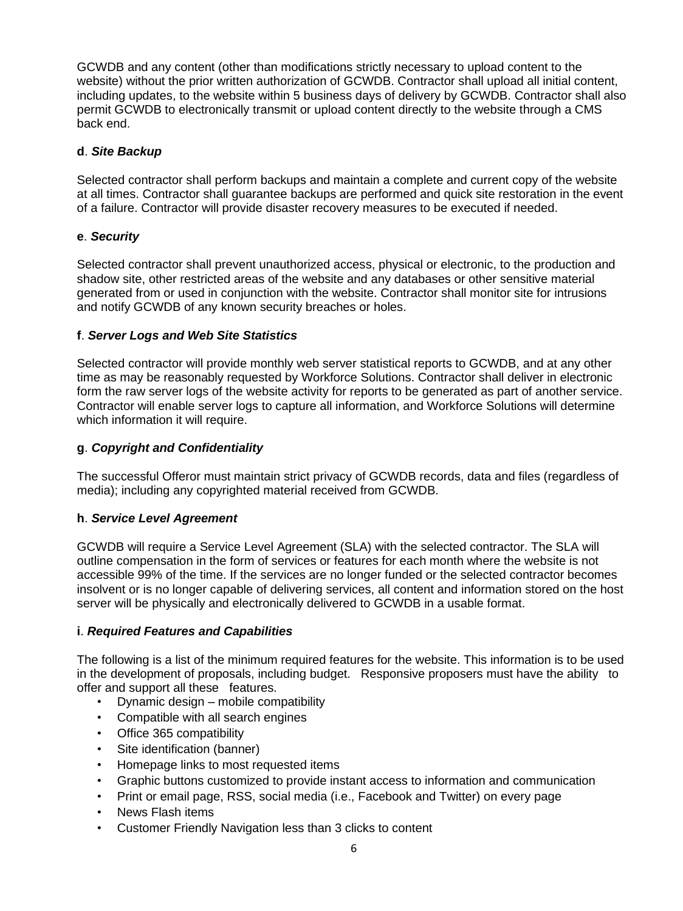GCWDB and any content (other than modifications strictly necessary to upload content to the website) without the prior written authorization of GCWDB. Contractor shall upload all initial content, including updates, to the website within 5 business days of delivery by GCWDB. Contractor shall also permit GCWDB to electronically transmit or upload content directly to the website through a CMS back end.

**d**. ***Site Backup***

Selected contractor shall perform backups and maintain a complete and current copy of the website at all times. Contractor shall guarantee backups are performed and quick site restoration in the event of a failure. Contractor will provide disaster recovery measures to be executed if needed.

**e**. ***Security***

Selected contractor shall prevent unauthorized access, physical or electronic, to the production and shadow site, other restricted areas of the website and any databases or other sensitive material generated from or used in conjunction with the website. Contractor shall monitor site for intrusions and notify GCWDB of any known security breaches or holes.

**f**. ***Server Logs and Web Site Statistics***

Selected contractor will provide monthly web server statistical reports to GCWDB, and at any other time as may be reasonably requested by Workforce Solutions. Contractor shall deliver in electronic form the raw server logs of the website activity for reports to be generated as part of another service. Contractor will enable server logs to capture all information, and Workforce Solutions will determine which information it will require.

**g**. ***Copyright and Confidentiality***

The successful Offeror must maintain strict privacy of GCWDB records, data and files (regardless of media); including any copyrighted material received from GCWDB.

**h**. ***Service Level Agreement***

GCWDB will require a Service Level Agreement (SLA) with the selected contractor. The SLA will outline compensation in the form of services or features for each month where the website is not accessible 99% of the time. If the services are no longer funded or the selected contractor becomes insolvent or is no longer capable of delivering services, all content and information stored on the host server will be physically and electronically delivered to GCWDB in a usable format.

**i**. ***Required Features and Capabilities***

The following is a list of the minimum required features for the website. This information is to be used in the development of proposals, including budget. Responsive proposers must have the ability to offer and support all these features.

- Dynamic design – mobile compatibility
- Compatible with all search engines
- Office 365 compatibility
- Site identification (banner)
- Homepage links to most requested items
- Graphic buttons customized to provide instant access to information and communication
- Print or email page, RSS, social media (i.e., Facebook and Twitter) on every page
- News Flash items
- Customer Friendly Navigation less than 3 clicks to content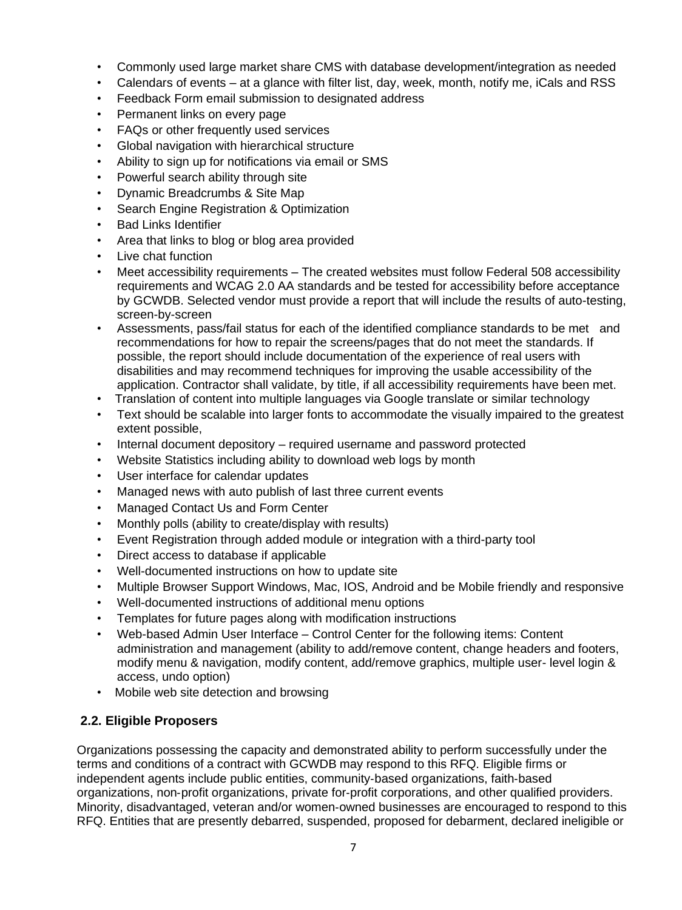- Commonly used large market share CMS with database development/integration as needed
- Calendars of events – at a glance with filter list, day, week, month, notify me, iCals and RSS
- Feedback Form email submission to designated address
- Permanent links on every page
- FAQs or other frequently used services
- Global navigation with hierarchical structure
- Ability to sign up for notifications via email or SMS
- Powerful search ability through site
- Dynamic Breadcrumbs & Site Map
- Search Engine Registration & Optimization
- Bad Links Identifier
- Area that links to blog or blog area provided
- Live chat function
- Meet accessibility requirements – The created websites must follow Federal 508 accessibility requirements and WCAG 2.0 AA standards and be tested for accessibility before acceptance by GCWDB. Selected vendor must provide a report that will include the results of auto-testing, screen-by-screen
- Assessments, pass/fail status for each of the identified compliance standards to be met and recommendations for how to repair the screens/pages that do not meet the standards. If possible, the report should include documentation of the experience of real users with disabilities and may recommend techniques for improving the usable accessibility of the application. Contractor shall validate, by title, if all accessibility requirements have been met.
- Translation of content into multiple languages via Google translate or similar technology
- Text should be scalable into larger fonts to accommodate the visually impaired to the greatest extent possible,
- Internal document depository – required username and password protected
- Website Statistics including ability to download web logs by month
- User interface for calendar updates
- Managed news with auto publish of last three current events
- Managed Contact Us and Form Center
- Monthly polls (ability to create/display with results)
- Event Registration through added module or integration with a third-party tool
- Direct access to database if applicable
- Well-documented instructions on how to update site
- Multiple Browser Support Windows, Mac, IOS, Android and be Mobile friendly and responsive
- Well-documented instructions of additional menu options
- Templates for future pages along with modification instructions
- Web-based Admin User Interface – Control Center for the following items: Content administration and management (ability to add/remove content, change headers and footers, modify menu & navigation, modify content, add/remove graphics, multiple user- level login & access, undo option)
- Mobile web site detection and browsing

### 2.2. Eligible Proposers

Organizations possessing the capacity and demonstrated ability to perform successfully under the terms and conditions of a contract with GCWDB may respond to this RFQ. Eligible firms or independent agents include public entities, community-based organizations, faith-based organizations, non-profit organizations, private for-profit corporations, and other qualified providers. Minority, disadvantaged, veteran and/or women-owned businesses are encouraged to respond to this RFQ. Entities that are presently debarred, suspended, proposed for debarment, declared ineligible or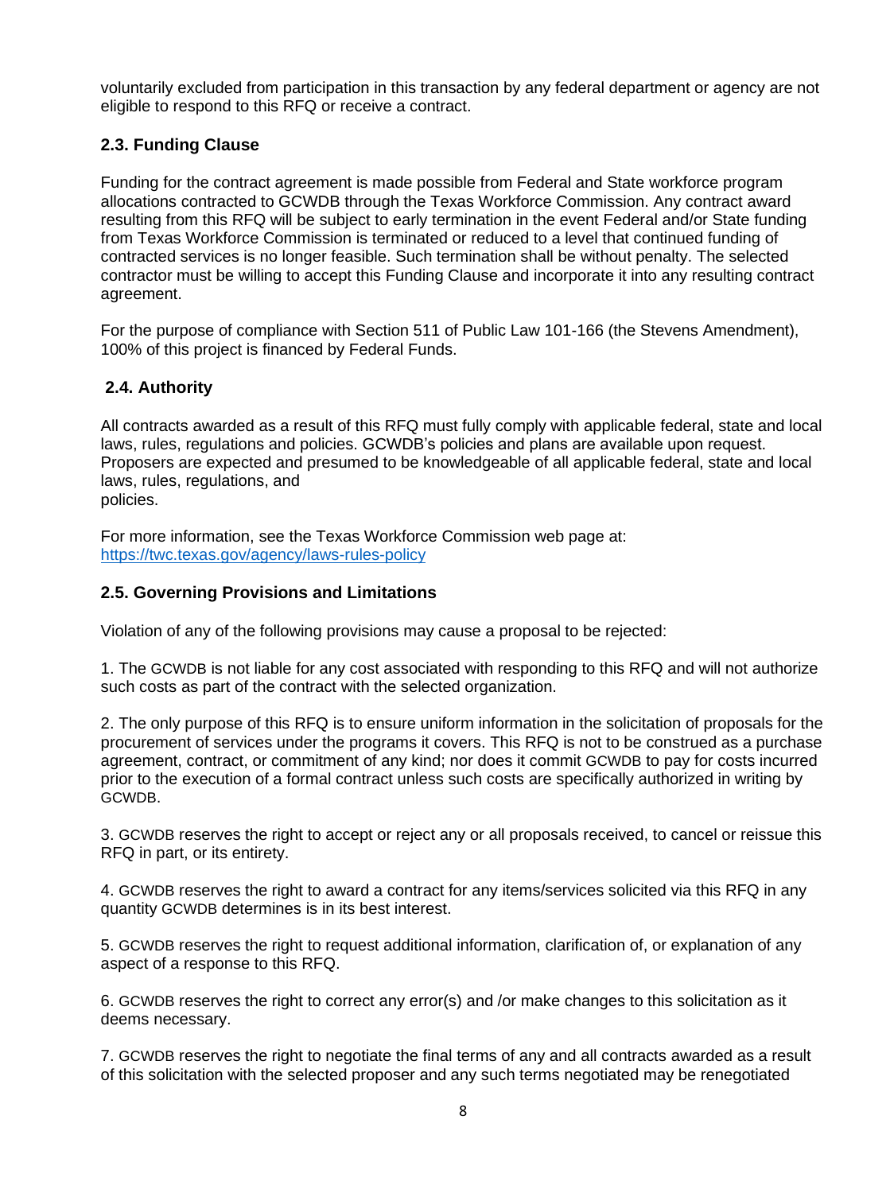voluntarily excluded from participation in this transaction by any federal department or agency are not eligible to respond to this RFQ or receive a contract.

### 2.3. Funding Clause

Funding for the contract agreement is made possible from Federal and State workforce program allocations contracted to GCWDB through the Texas Workforce Commission. Any contract award resulting from this RFQ will be subject to early termination in the event Federal and/or State funding from Texas Workforce Commission is terminated or reduced to a level that continued funding of contracted services is no longer feasible. Such termination shall be without penalty. The selected contractor must be willing to accept this Funding Clause and incorporate it into any resulting contract agreement.

For the purpose of compliance with Section 511 of Public Law 101-166 (the Stevens Amendment), 100% of this project is financed by Federal Funds.

### 2.4. Authority

All contracts awarded as a result of this RFQ must fully comply with applicable federal, state and local laws, rules, regulations and policies. GCWDB's policies and plans are available upon request. Proposers are expected and presumed to be knowledgeable of all applicable federal, state and local laws, rules, regulations, and policies.

For more information, see the Texas Workforce Commission web page at: [https://twc.texas.gov/agency/laws-rules-policy](https://twc.texas.gov/agency/laws-rules-policy)

### 2.5. Governing Provisions and Limitations

Violation of any of the following provisions may cause a proposal to be rejected:

1. The GCWDB is not liable for any cost associated with responding to this RFQ and will not authorize such costs as part of the contract with the selected organization.

2. The only purpose of this RFQ is to ensure uniform information in the solicitation of proposals for the procurement of services under the programs it covers. This RFQ is not to be construed as a purchase agreement, contract, or commitment of any kind; nor does it commit GCWDB to pay for costs incurred prior to the execution of a formal contract unless such costs are specifically authorized in writing by GCWDB.

3. GCWDB reserves the right to accept or reject any or all proposals received, to cancel or reissue this RFQ in part, or its entirety.

4. GCWDB reserves the right to award a contract for any items/services solicited via this RFQ in any quantity GCWDB determines is in its best interest.

5. GCWDB reserves the right to request additional information, clarification of, or explanation of any aspect of a response to this RFQ.

6. GCWDB reserves the right to correct any error(s) and /or make changes to this solicitation as it deems necessary.

7. GCWDB reserves the right to negotiate the final terms of any and all contracts awarded as a result of this solicitation with the selected proposer and any such terms negotiated may be renegotiated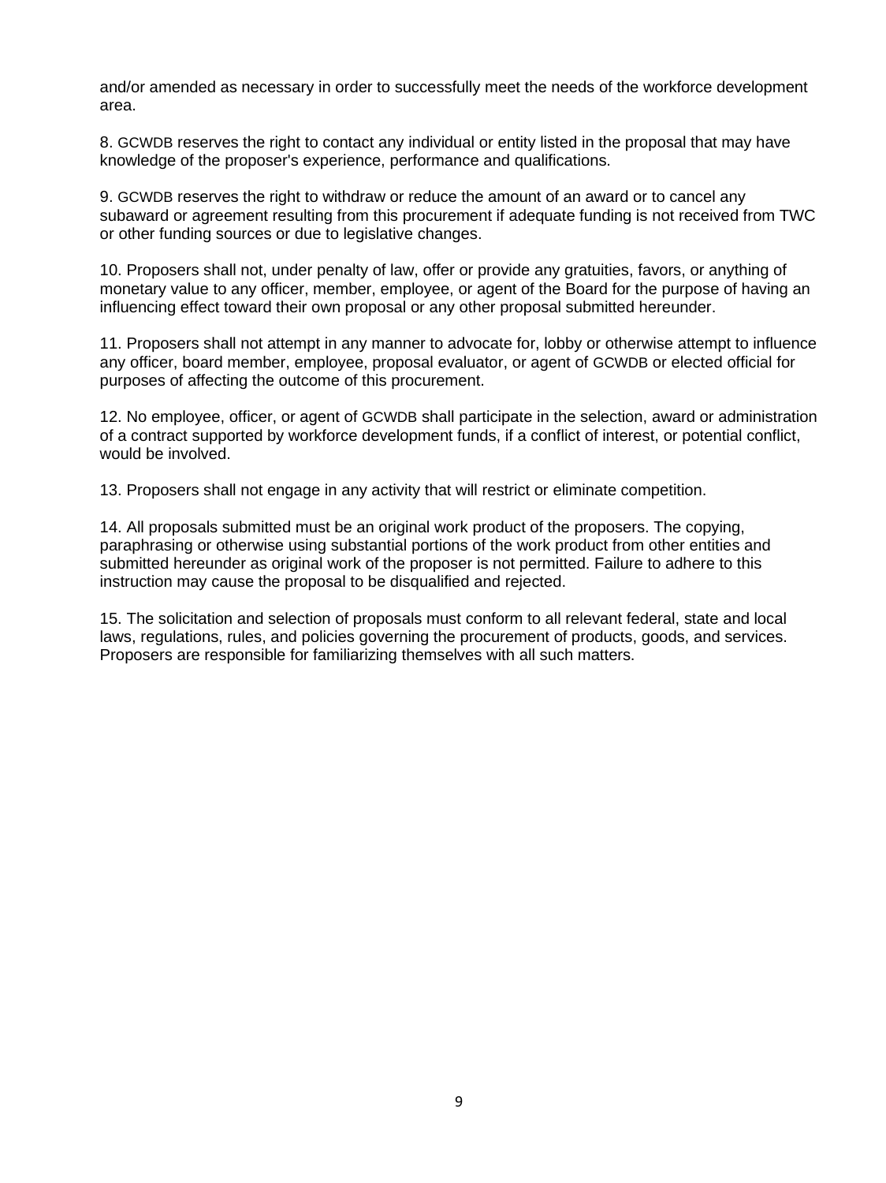and/or amended as necessary in order to successfully meet the needs of the workforce development area.

8. GCWDB reserves the right to contact any individual or entity listed in the proposal that may have knowledge of the proposer's experience, performance and qualifications.

9. GCWDB reserves the right to withdraw or reduce the amount of an award or to cancel any subaward or agreement resulting from this procurement if adequate funding is not received from TWC or other funding sources or due to legislative changes.

10. Proposers shall not, under penalty of law, offer or provide any gratuities, favors, or anything of monetary value to any officer, member, employee, or agent of the Board for the purpose of having an influencing effect toward their own proposal or any other proposal submitted hereunder.

11. Proposers shall not attempt in any manner to advocate for, lobby or otherwise attempt to influence any officer, board member, employee, proposal evaluator, or agent of GCWDB or elected official for purposes of affecting the outcome of this procurement.

12. No employee, officer, or agent of GCWDB shall participate in the selection, award or administration of a contract supported by workforce development funds, if a conflict of interest, or potential conflict, would be involved.

13. Proposers shall not engage in any activity that will restrict or eliminate competition.

14. All proposals submitted must be an original work product of the proposers. The copying, paraphrasing or otherwise using substantial portions of the work product from other entities and submitted hereunder as original work of the proposer is not permitted. Failure to adhere to this instruction may cause the proposal to be disqualified and rejected.

15. The solicitation and selection of proposals must conform to all relevant federal, state and local laws, regulations, rules, and policies governing the procurement of products, goods, and services. Proposers are responsible for familiarizing themselves with all such matters.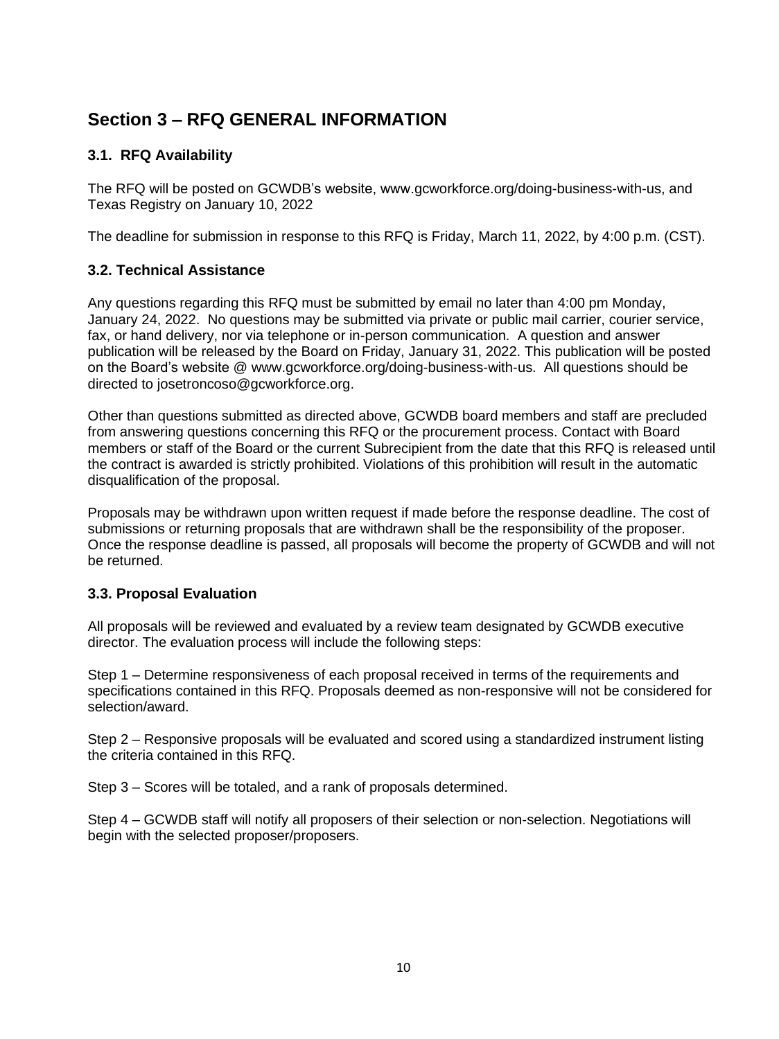## Section 3 – RFQ GENERAL INFORMATION

### 3.1. RFQ Availability

The RFQ will be posted on GCWDB's website, www.gcworkforce.org/doing-business-with-us, and Texas Registry on January 10, 2022

The deadline for submission in response to this RFQ is Friday, March 11, 2022, by 4:00 p.m. (CST).

### 3.2. Technical Assistance

Any questions regarding this RFQ must be submitted by email no later than 4:00 pm Monday, January 24, 2022. No questions may be submitted via private or public mail carrier, courier service, fax, or hand delivery, nor via telephone or in-person communication. A question and answer publication will be released by the Board on Friday, January 31, 2022. This publication will be posted on the Board's website @ www.gcworkforce.org/doing-business-with-us. All questions should be directed to josetroncoso@gcworkforce.org.

Other than questions submitted as directed above, GCWDB board members and staff are precluded from answering questions concerning this RFQ or the procurement process. Contact with Board members or staff of the Board or the current Subrecipient from the date that this RFQ is released until the contract is awarded is strictly prohibited. Violations of this prohibition will result in the automatic disqualification of the proposal.

Proposals may be withdrawn upon written request if made before the response deadline. The cost of submissions or returning proposals that are withdrawn shall be the responsibility of the proposer. Once the response deadline is passed, all proposals will become the property of GCWDB and will not be returned.

### 3.3. Proposal Evaluation

All proposals will be reviewed and evaluated by a review team designated by GCWDB executive director. The evaluation process will include the following steps:

Step 1 – Determine responsiveness of each proposal received in terms of the requirements and specifications contained in this RFQ. Proposals deemed as non-responsive will not be considered for selection/award.

Step 2 – Responsive proposals will be evaluated and scored using a standardized instrument listing the criteria contained in this RFQ.

Step 3 – Scores will be totaled, and a rank of proposals determined.

Step 4 – GCWDB staff will notify all proposers of their selection or non-selection. Negotiations will begin with the selected proposer/proposers.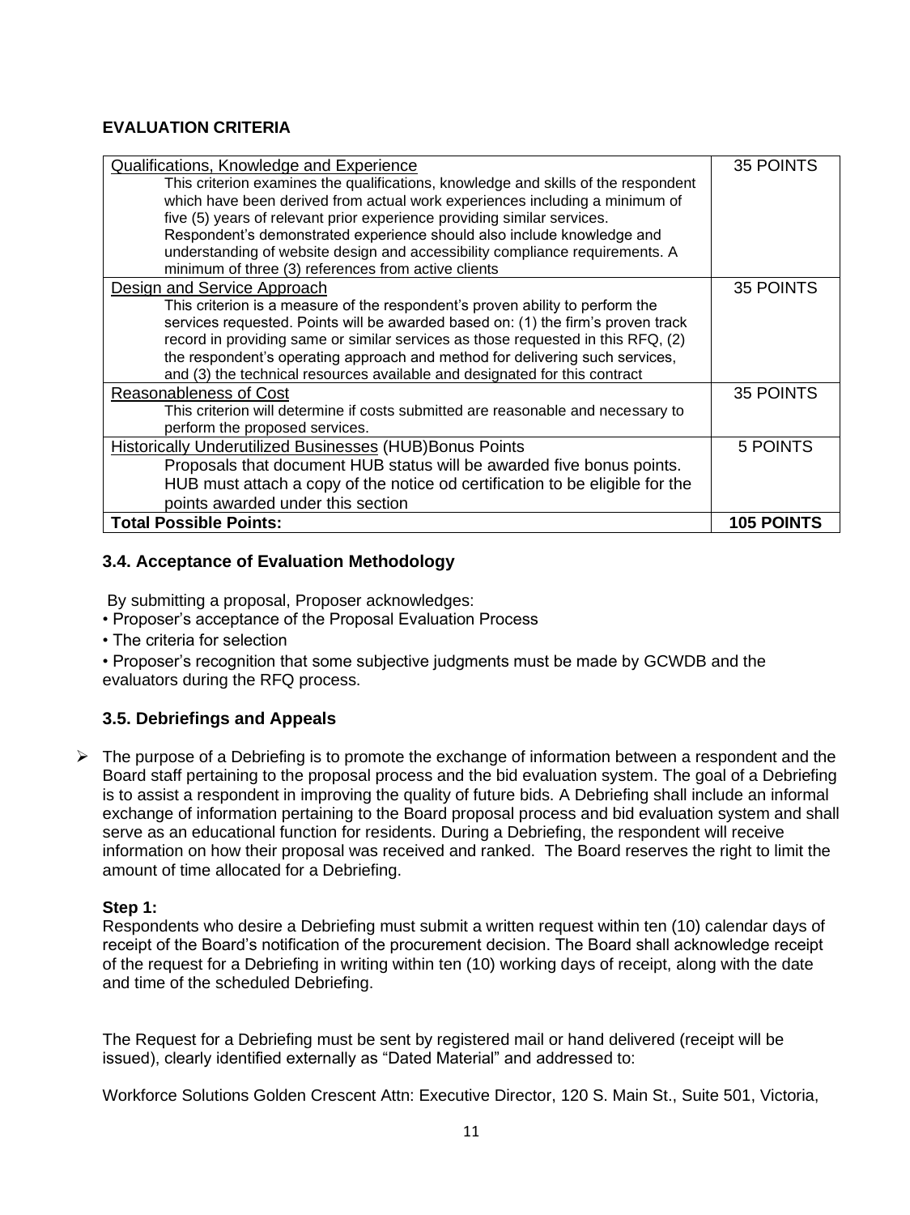**EVALUATION CRITERIA**

| Criteria | Points |
|---|---|
| Qualifications, Knowledge and Experience<br>This criterion examines the qualifications, knowledge and skills of the respondent which have been derived from actual work experiences including a minimum of five (5) years of relevant prior experience providing similar services. Respondent's demonstrated experience should also include knowledge and understanding of website design and accessibility compliance requirements. A minimum of three (3) references from active clients | 35 POINTS |
| Design and Service Approach<br>This criterion is a measure of the respondent's proven ability to perform the services requested. Points will be awarded based on: (1) the firm's proven track record in providing same or similar services as those requested in this RFQ, (2) the respondent's operating approach and method for delivering such services, and (3) the technical resources available and designated for this contract | 35 POINTS |
| Reasonableness of Cost<br>This criterion will determine if costs submitted are reasonable and necessary to perform the proposed services. | 35 POINTS |
| Historically Underutilized Businesses (HUB)Bonus Points<br>Proposals that document HUB status will be awarded five bonus points. HUB must attach a copy of the notice od certification to be eligible for the points awarded under this section | 5 POINTS |
| **Total Possible Points:** | **105 POINTS** |

### 3.4. Acceptance of Evaluation Methodology

By submitting a proposal, Proposer acknowledges:

- Proposer's acceptance of the Proposal Evaluation Process
- The criteria for selection
- Proposer's recognition that some subjective judgments must be made by GCWDB and the evaluators during the RFQ process.

### 3.5. Debriefings and Appeals

- The purpose of a Debriefing is to promote the exchange of information between a respondent and the Board staff pertaining to the proposal process and the bid evaluation system. The goal of a Debriefing is to assist a respondent in improving the quality of future bids. A Debriefing shall include an informal exchange of information pertaining to the Board proposal process and bid evaluation system and shall serve as an educational function for residents. During a Debriefing, the respondent will receive information on how their proposal was received and ranked. The Board reserves the right to limit the amount of time allocated for a Debriefing.

**Step 1:**

Respondents who desire a Debriefing must submit a written request within ten (10) calendar days of receipt of the Board's notification of the procurement decision. The Board shall acknowledge receipt of the request for a Debriefing in writing within ten (10) working days of receipt, along with the date and time of the scheduled Debriefing.

The Request for a Debriefing must be sent by registered mail or hand delivered (receipt will be issued), clearly identified externally as "Dated Material" and addressed to:

Workforce Solutions Golden Crescent Attn: Executive Director, 120 S. Main St., Suite 501, Victoria,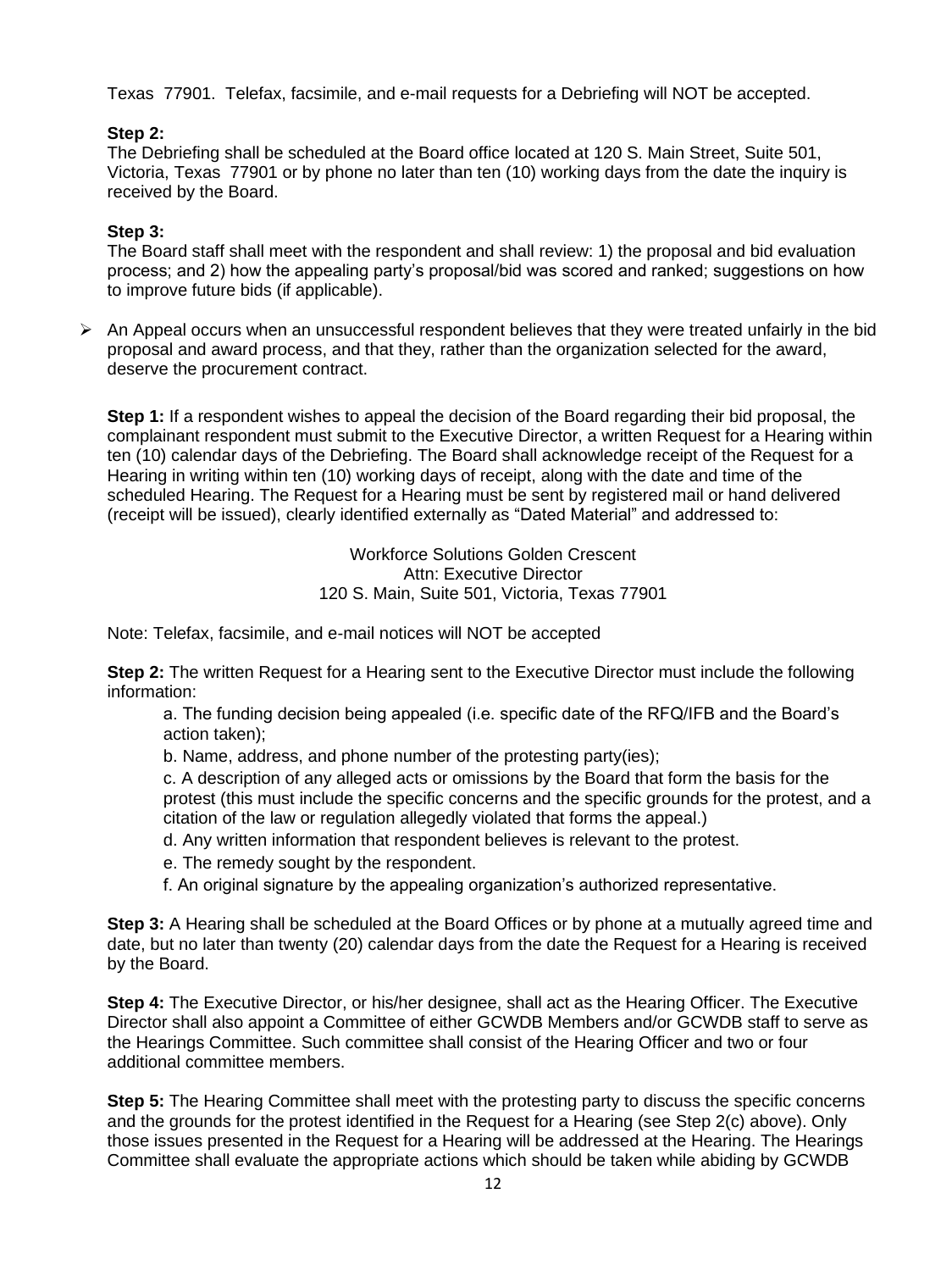Texas 77901. Telefax, facsimile, and e-mail requests for a Debriefing will NOT be accepted.

**Step 2:**
The Debriefing shall be scheduled at the Board office located at 120 S. Main Street, Suite 501, Victoria, Texas 77901 or by phone no later than ten (10) working days from the date the inquiry is received by the Board.

**Step 3:**
The Board staff shall meet with the respondent and shall review: 1) the proposal and bid evaluation process; and 2) how the appealing party's proposal/bid was scored and ranked; suggestions on how to improve future bids (if applicable).

- An Appeal occurs when an unsuccessful respondent believes that they were treated unfairly in the bid proposal and award process, and that they, rather than the organization selected for the award, deserve the procurement contract.

  **Step 1:** If a respondent wishes to appeal the decision of the Board regarding their bid proposal, the complainant respondent must submit to the Executive Director, a written Request for a Hearing within ten (10) calendar days of the Debriefing. The Board shall acknowledge receipt of the Request for a Hearing in writing within ten (10) working days of receipt, along with the date and time of the scheduled Hearing. The Request for a Hearing must be sent by registered mail or hand delivered (receipt will be issued), clearly identified externally as "Dated Material" and addressed to:

  Workforce Solutions Golden Crescent
  Attn: Executive Director
  120 S. Main, Suite 501, Victoria, Texas 77901

  Note: Telefax, facsimile, and e-mail notices will NOT be accepted

  **Step 2:** The written Request for a Hearing sent to the Executive Director must include the following information:

  a. The funding decision being appealed (i.e. specific date of the RFQ/IFB and the Board's action taken);
  b. Name, address, and phone number of the protesting party(ies);
  c. A description of any alleged acts or omissions by the Board that form the basis for the protest (this must include the specific concerns and the specific grounds for the protest, and a citation of the law or regulation allegedly violated that forms the appeal.)
  d. Any written information that respondent believes is relevant to the protest.
  e. The remedy sought by the respondent.
  f. An original signature by the appealing organization's authorized representative.

  **Step 3:** A Hearing shall be scheduled at the Board Offices or by phone at a mutually agreed time and date, but no later than twenty (20) calendar days from the date the Request for a Hearing is received by the Board.

  **Step 4:** The Executive Director, or his/her designee, shall act as the Hearing Officer. The Executive Director shall also appoint a Committee of either GCWDB Members and/or GCWDB staff to serve as the Hearings Committee. Such committee shall consist of the Hearing Officer and two or four additional committee members.

  **Step 5:** The Hearing Committee shall meet with the protesting party to discuss the specific concerns and the grounds for the protest identified in the Request for a Hearing (see Step 2(c) above). Only those issues presented in the Request for a Hearing will be addressed at the Hearing. The Hearings Committee shall evaluate the appropriate actions which should be taken while abiding by GCWDB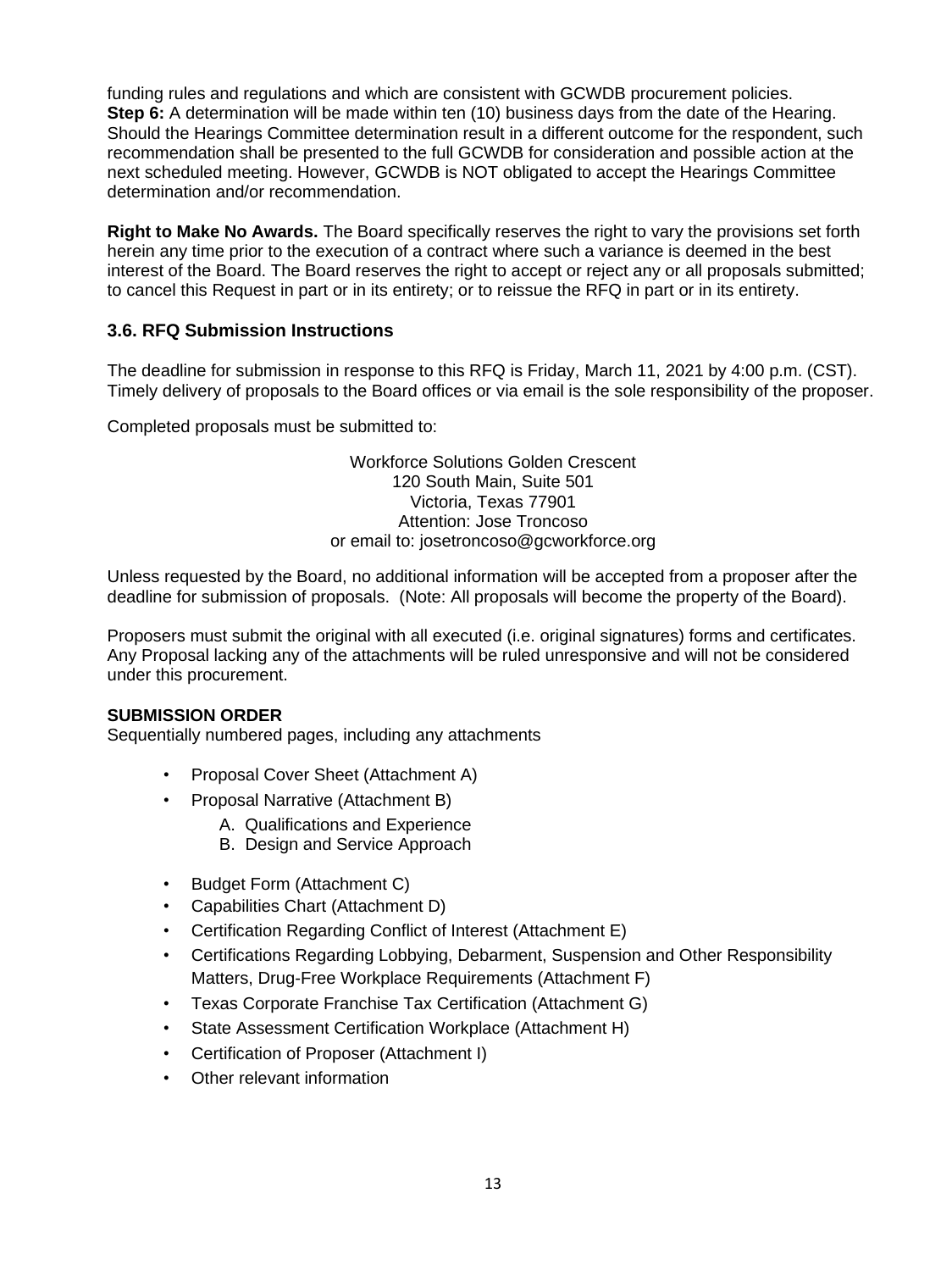funding rules and regulations and which are consistent with GCWDB procurement policies.
**Step 6:** A determination will be made within ten (10) business days from the date of the Hearing. Should the Hearings Committee determination result in a different outcome for the respondent, such recommendation shall be presented to the full GCWDB for consideration and possible action at the next scheduled meeting. However, GCWDB is NOT obligated to accept the Hearings Committee determination and/or recommendation.

**Right to Make No Awards.** The Board specifically reserves the right to vary the provisions set forth herein any time prior to the execution of a contract where such a variance is deemed in the best interest of the Board. The Board reserves the right to accept or reject any or all proposals submitted; to cancel this Request in part or in its entirety; or to reissue the RFQ in part or in its entirety.

### 3.6. RFQ Submission Instructions

The deadline for submission in response to this RFQ is Friday, March 11, 2021 by 4:00 p.m. (CST). Timely delivery of proposals to the Board offices or via email is the sole responsibility of the proposer.

Completed proposals must be submitted to:

Workforce Solutions Golden Crescent
120 South Main, Suite 501
Victoria, Texas 77901
Attention: Jose Troncoso
or email to: josetroncoso@gcworkforce.org

Unless requested by the Board, no additional information will be accepted from a proposer after the deadline for submission of proposals. (Note: All proposals will become the property of the Board).

Proposers must submit the original with all executed (i.e. original signatures) forms and certificates. Any Proposal lacking any of the attachments will be ruled unresponsive and will not be considered under this procurement.

**SUBMISSION ORDER**
Sequentially numbered pages, including any attachments

- Proposal Cover Sheet (Attachment A)
- Proposal Narrative (Attachment B)
  - A. Qualifications and Experience
  - B. Design and Service Approach
- Budget Form (Attachment C)
- Capabilities Chart (Attachment D)
- Certification Regarding Conflict of Interest (Attachment E)
- Certifications Regarding Lobbying, Debarment, Suspension and Other Responsibility Matters, Drug-Free Workplace Requirements (Attachment F)
- Texas Corporate Franchise Tax Certification (Attachment G)
- State Assessment Certification Workplace (Attachment H)
- Certification of Proposer (Attachment I)
- Other relevant information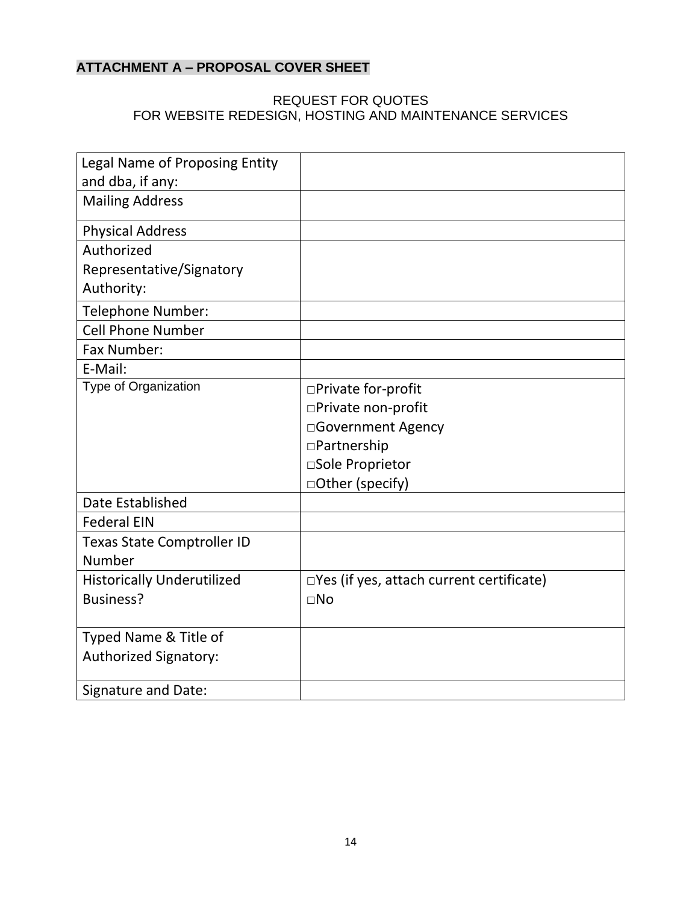**ATTACHMENT A – PROPOSAL COVER SHEET**

REQUEST FOR QUOTES
FOR WEBSITE REDESIGN, HOSTING AND MAINTENANCE SERVICES

| Legal Name of Proposing Entity and dba, if any: | |
|---|---|
| Mailing Address | |
| Physical Address | |
| Authorized Representative/Signatory Authority: | |
| Telephone Number: | |
| Cell Phone Number | |
| Fax Number: | |
| E-Mail: | |
| Type of Organization | □Private for-profit<br>□Private non-profit<br>□Government Agency<br>□Partnership<br>□Sole Proprietor<br>□Other (specify) |
| Date Established | |
| Federal EIN | |
| Texas State Comptroller ID Number | |
| Historically Underutilized Business? | □Yes (if yes, attach current certificate)<br>□No |
| Typed Name & Title of Authorized Signatory: | |
| Signature and Date: | |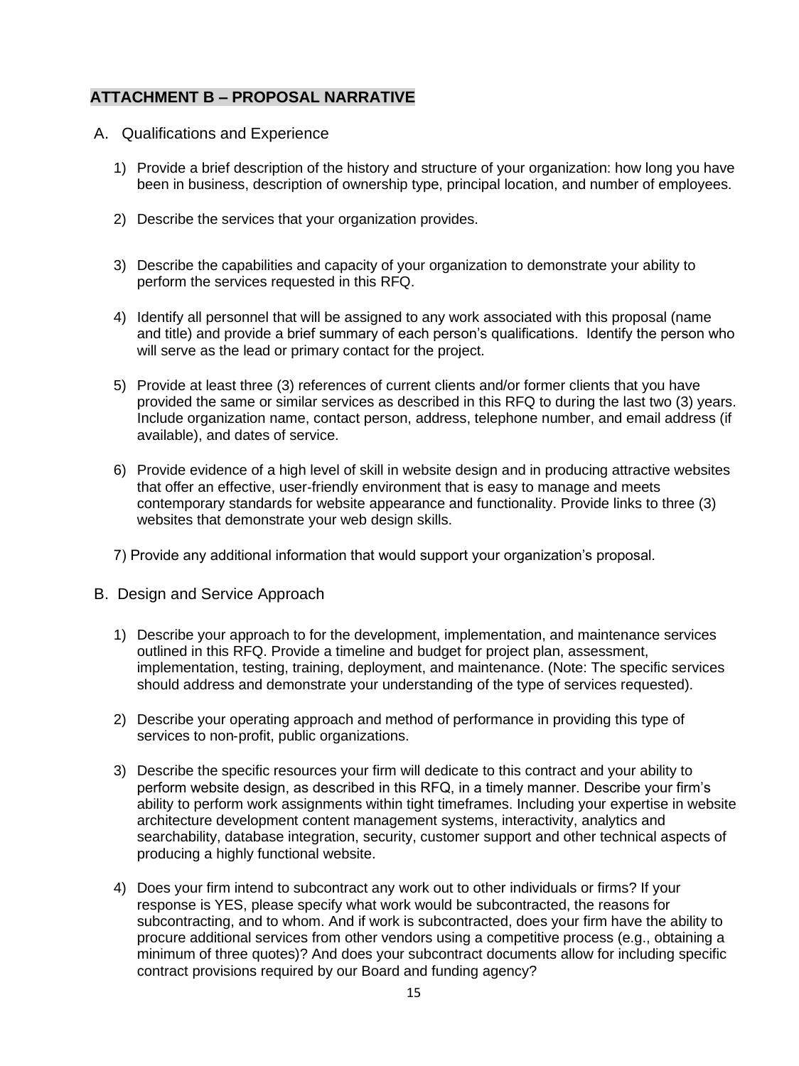## ATTACHMENT B – PROPOSAL NARRATIVE

A. Qualifications and Experience

1) Provide a brief description of the history and structure of your organization: how long you have been in business, description of ownership type, principal location, and number of employees.

2) Describe the services that your organization provides.

3) Describe the capabilities and capacity of your organization to demonstrate your ability to perform the services requested in this RFQ.

4) Identify all personnel that will be assigned to any work associated with this proposal (name and title) and provide a brief summary of each person's qualifications. Identify the person who will serve as the lead or primary contact for the project.

5) Provide at least three (3) references of current clients and/or former clients that you have provided the same or similar services as described in this RFQ to during the last two (3) years. Include organization name, contact person, address, telephone number, and email address (if available), and dates of service.

6) Provide evidence of a high level of skill in website design and in producing attractive websites that offer an effective, user-friendly environment that is easy to manage and meets contemporary standards for website appearance and functionality. Provide links to three (3) websites that demonstrate your web design skills.

7) Provide any additional information that would support your organization's proposal.

B. Design and Service Approach

1) Describe your approach to for the development, implementation, and maintenance services outlined in this RFQ. Provide a timeline and budget for project plan, assessment, implementation, testing, training, deployment, and maintenance. (Note: The specific services should address and demonstrate your understanding of the type of services requested).

2) Describe your operating approach and method of performance in providing this type of services to non-profit, public organizations.

3) Describe the specific resources your firm will dedicate to this contract and your ability to perform website design, as described in this RFQ, in a timely manner. Describe your firm's ability to perform work assignments within tight timeframes. Including your expertise in website architecture development content management systems, interactivity, analytics and searchability, database integration, security, customer support and other technical aspects of producing a highly functional website.

4) Does your firm intend to subcontract any work out to other individuals or firms? If your response is YES, please specify what work would be subcontracted, the reasons for subcontracting, and to whom. And if work is subcontracted, does your firm have the ability to procure additional services from other vendors using a competitive process (e.g., obtaining a minimum of three quotes)? And does your subcontract documents allow for including specific contract provisions required by our Board and funding agency?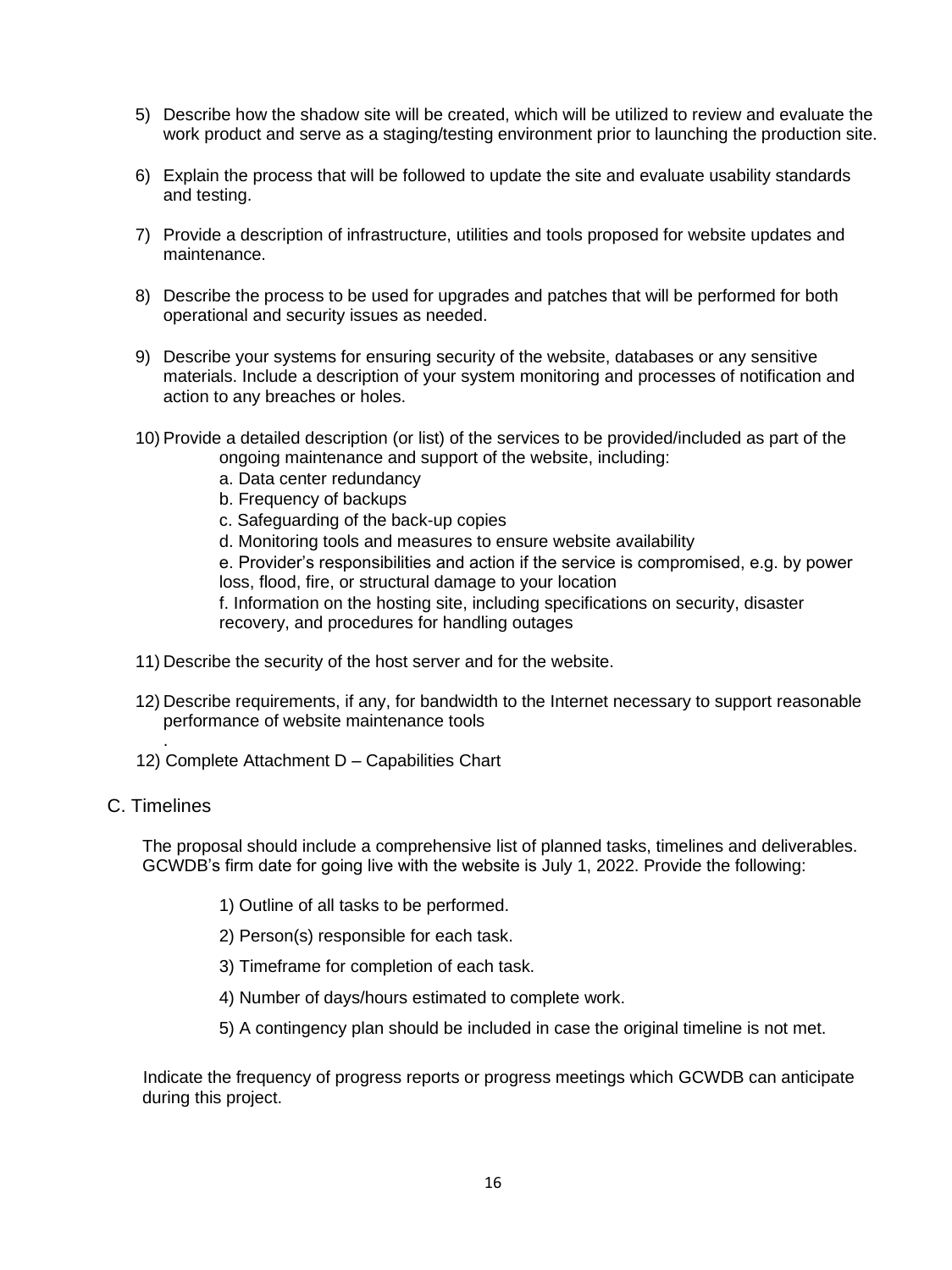5) Describe how the shadow site will be created, which will be utilized to review and evaluate the work product and serve as a staging/testing environment prior to launching the production site.

6) Explain the process that will be followed to update the site and evaluate usability standards and testing.

7) Provide a description of infrastructure, utilities and tools proposed for website updates and maintenance.

8) Describe the process to be used for upgrades and patches that will be performed for both operational and security issues as needed.

9) Describe your systems for ensuring security of the website, databases or any sensitive materials. Include a description of your system monitoring and processes of notification and action to any breaches or holes.

10) Provide a detailed description (or list) of the services to be provided/included as part of the ongoing maintenance and support of the website, including:

    a. Data center redundancy

    b. Frequency of backups

    c. Safeguarding of the back-up copies

    d. Monitoring tools and measures to ensure website availability

    e. Provider's responsibilities and action if the service is compromised, e.g. by power loss, flood, fire, or structural damage to your location

    f. Information on the hosting site, including specifications on security, disaster recovery, and procedures for handling outages

11) Describe the security of the host server and for the website.

12) Describe requirements, if any, for bandwidth to the Internet necessary to support reasonable performance of website maintenance tools
.

12) Complete Attachment D – Capabilities Chart

## C. Timelines

The proposal should include a comprehensive list of planned tasks, timelines and deliverables. GCWDB's firm date for going live with the website is July 1, 2022. Provide the following:

1) Outline of all tasks to be performed.

2) Person(s) responsible for each task.

3) Timeframe for completion of each task.

4) Number of days/hours estimated to complete work.

5) A contingency plan should be included in case the original timeline is not met.

Indicate the frequency of progress reports or progress meetings which GCWDB can anticipate during this project.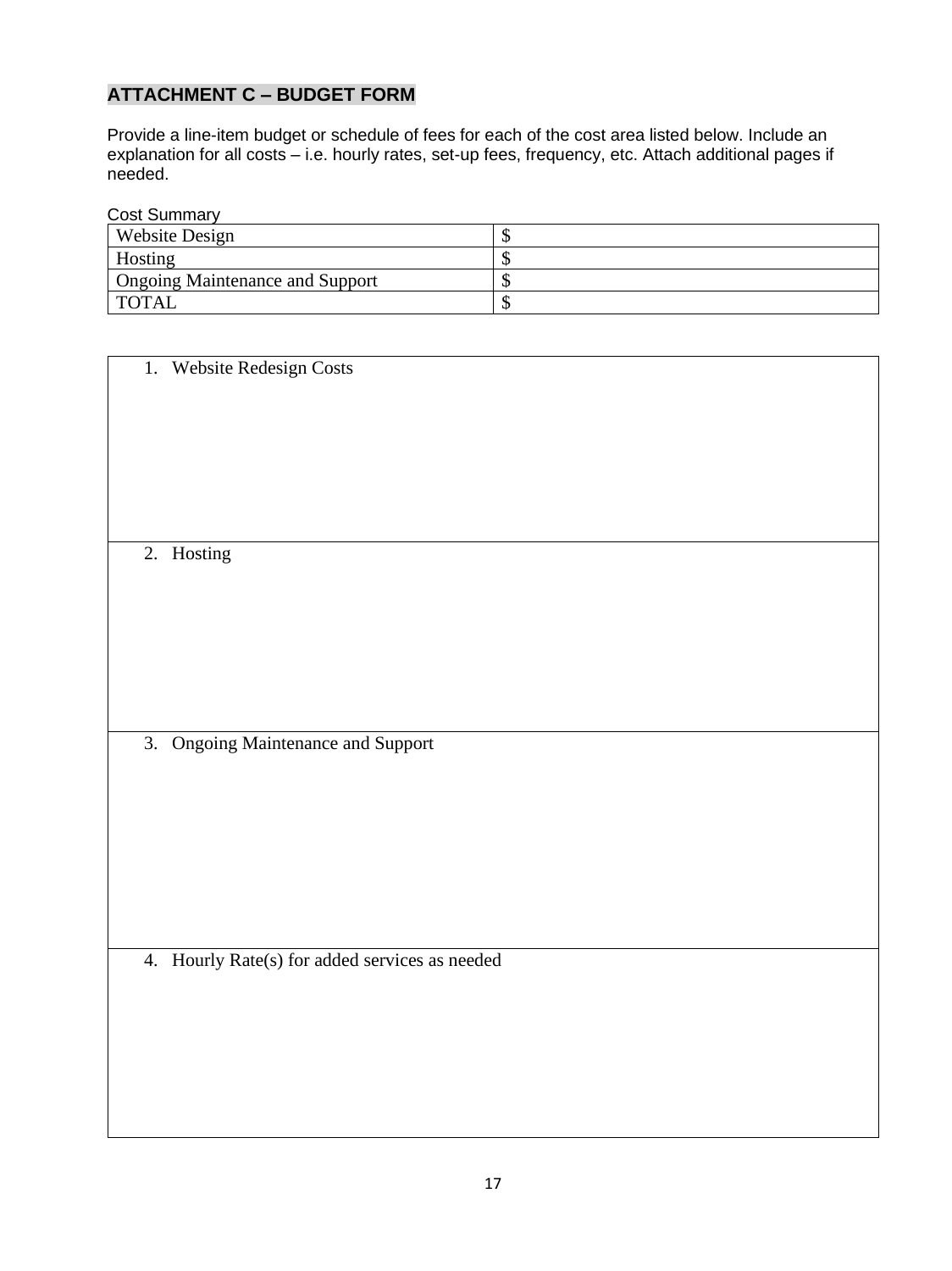## ATTACHMENT C – BUDGET FORM

Provide a line-item budget or schedule of fees for each of the cost area listed below. Include an explanation for all costs – i.e. hourly rates, set-up fees, frequency, etc. Attach additional pages if needed.

Cost Summary

| Website Design | $ |
|---|---|
| Hosting | $ |
| Ongoing Maintenance and Support | $ |
| TOTAL | $ |

| |
|---|
| 1. Website Redesign Costs |
| 2. Hosting |
| 3. Ongoing Maintenance and Support |
| 4. Hourly Rate(s) for added services as needed |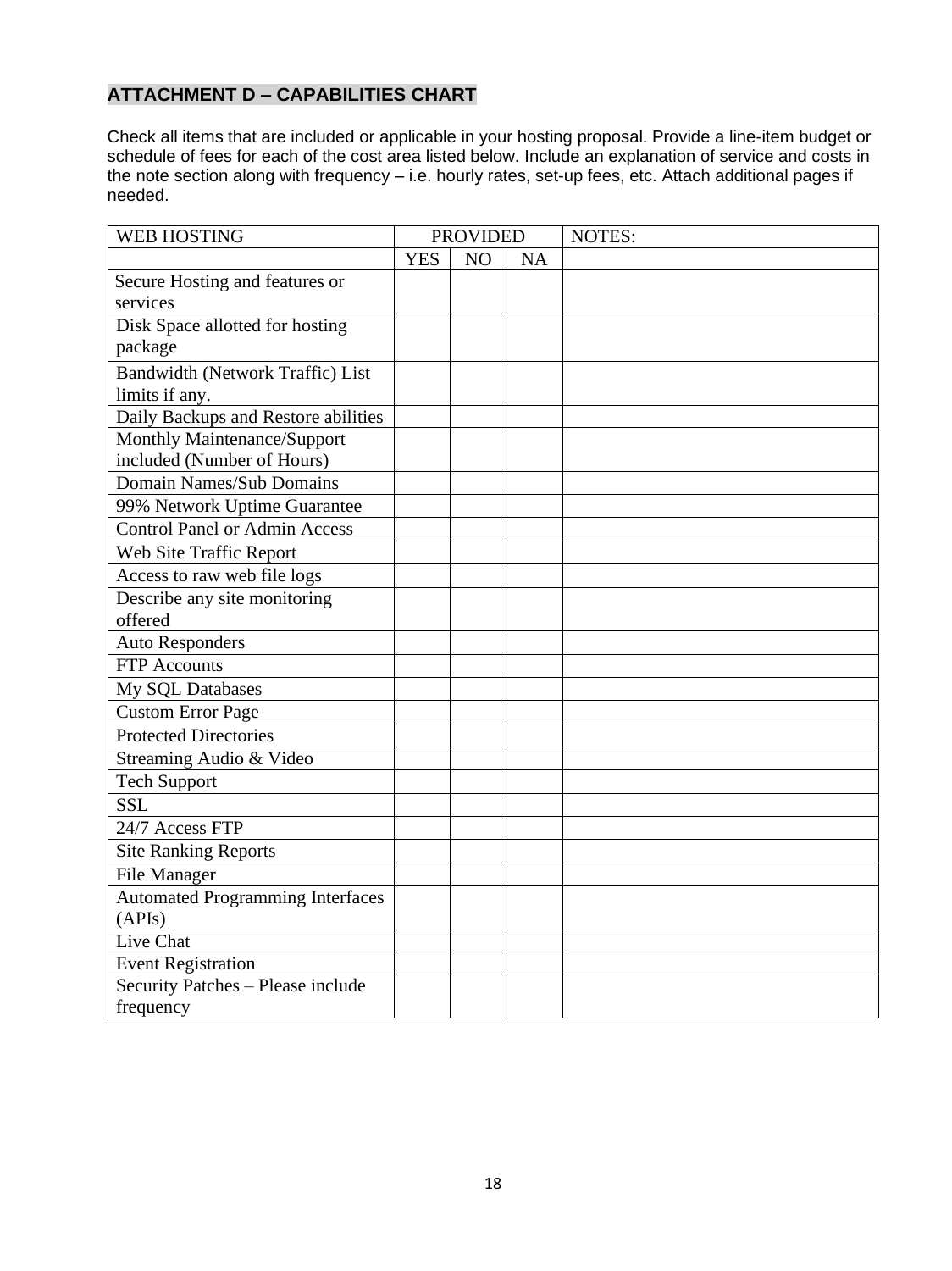## ATTACHMENT D – CAPABILITIES CHART

Check all items that are included or applicable in your hosting proposal. Provide a line-item budget or schedule of fees for each of the cost area listed below. Include an explanation of service and costs in the note section along with frequency – i.e. hourly rates, set-up fees, etc. Attach additional pages if needed.

| WEB HOSTING | PROVIDED | | | NOTES: |
|---|---|---|---|---|
| | YES | NO | NA | |
| Secure Hosting and features or services | | | | |
| Disk Space allotted for hosting package | | | | |
| Bandwidth (Network Traffic) List limits if any. | | | | |
| Daily Backups and Restore abilities | | | | |
| Monthly Maintenance/Support included (Number of Hours) | | | | |
| Domain Names/Sub Domains | | | | |
| 99% Network Uptime Guarantee | | | | |
| Control Panel or Admin Access | | | | |
| Web Site Traffic Report | | | | |
| Access to raw web file logs | | | | |
| Describe any site monitoring offered | | | | |
| Auto Responders | | | | |
| FTP Accounts | | | | |
| My SQL Databases | | | | |
| Custom Error Page | | | | |
| Protected Directories | | | | |
| Streaming Audio & Video | | | | |
| Tech Support | | | | |
| SSL | | | | |
| 24/7 Access FTP | | | | |
| Site Ranking Reports | | | | |
| File Manager | | | | |
| Automated Programming Interfaces (APIs) | | | | |
| Live Chat | | | | |
| Event Registration | | | | |
| Security Patches – Please include frequency | | | | |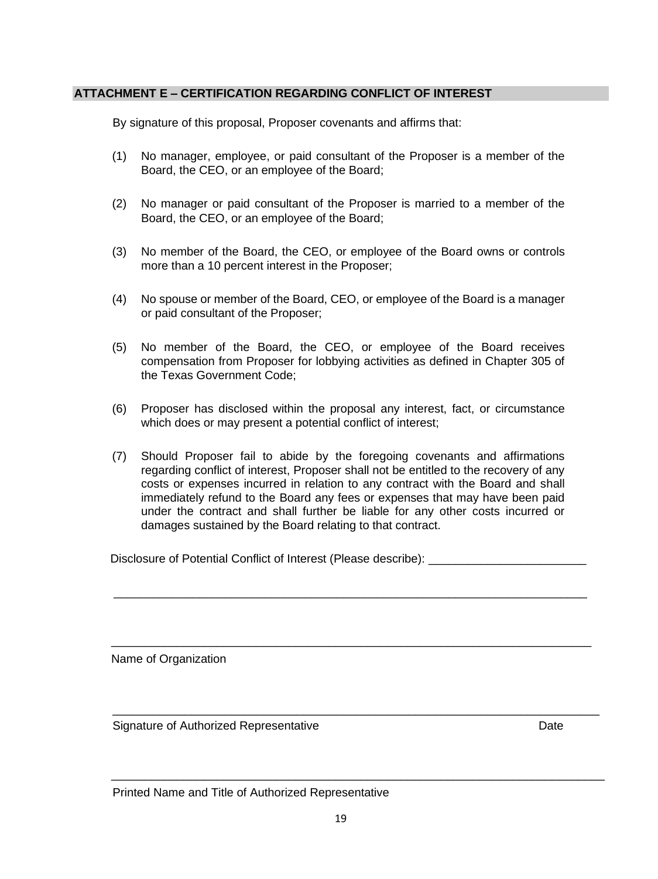## ATTACHMENT E – CERTIFICATION REGARDING CONFLICT OF INTEREST

By signature of this proposal, Proposer covenants and affirms that:

(1) No manager, employee, or paid consultant of the Proposer is a member of the Board, the CEO, or an employee of the Board;

(2) No manager or paid consultant of the Proposer is married to a member of the Board, the CEO, or an employee of the Board;

(3) No member of the Board, the CEO, or employee of the Board owns or controls more than a 10 percent interest in the Proposer;

(4) No spouse or member of the Board, CEO, or employee of the Board is a manager or paid consultant of the Proposer;

(5) No member of the Board, the CEO, or employee of the Board receives compensation from Proposer for lobbying activities as defined in Chapter 305 of the Texas Government Code;

(6) Proposer has disclosed within the proposal any interest, fact, or circumstance which does or may present a potential conflict of interest;

(7) Should Proposer fail to abide by the foregoing covenants and affirmations regarding conflict of interest, Proposer shall not be entitled to the recovery of any costs or expenses incurred in relation to any contract with the Board and shall immediately refund to the Board any fees or expenses that may have been paid under the contract and shall further be liable for any other costs incurred or damages sustained by the Board relating to that contract.

Disclosure of Potential Conflict of Interest (Please describe): ________________________

___________________________________________________________________________

___________________________________________________________________________

Name of Organization

___________________________________________________________________________

Signature of Authorized Representative                                                  Date

___________________________________________________________________________

Printed Name and Title of Authorized Representative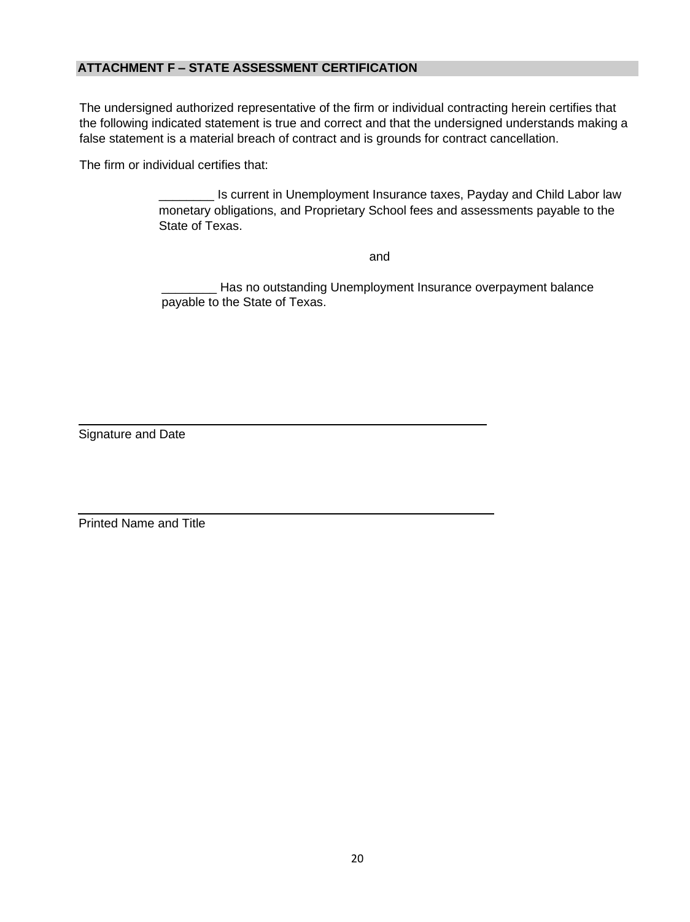## ATTACHMENT F – STATE ASSESSMENT CERTIFICATION

The undersigned authorized representative of the firm or individual contracting herein certifies that the following indicated statement is true and correct and that the undersigned understands making a false statement is a material breach of contract and is grounds for contract cancellation.

The firm or individual certifies that:

________ Is current in Unemployment Insurance taxes, Payday and Child Labor law monetary obligations, and Proprietary School fees and assessments payable to the State of Texas.

and

________ Has no outstanding Unemployment Insurance overpayment balance payable to the State of Texas.

______________________________________________________

Signature and Date

______________________________________________________

Printed Name and Title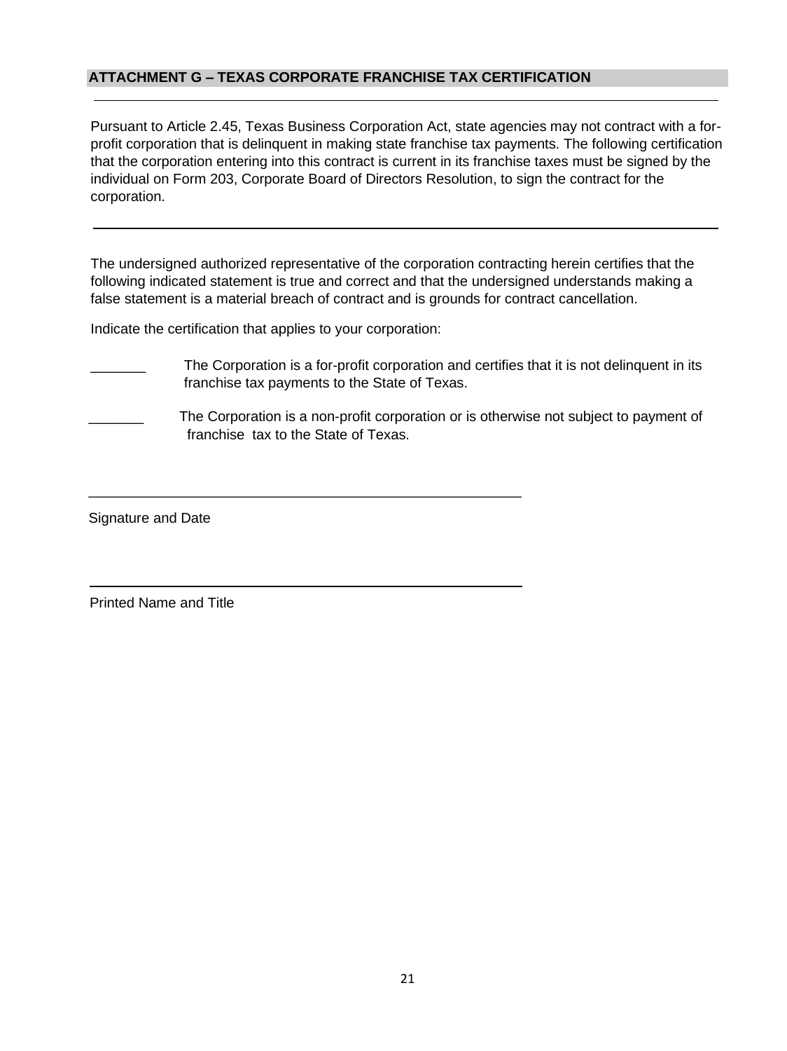## ATTACHMENT G – TEXAS CORPORATE FRANCHISE TAX CERTIFICATION

Pursuant to Article 2.45, Texas Business Corporation Act, state agencies may not contract with a for-profit corporation that is delinquent in making state franchise tax payments. The following certification that the corporation entering into this contract is current in its franchise taxes must be signed by the individual on Form 203, Corporate Board of Directors Resolution, to sign the contract for the corporation.

---

The undersigned authorized representative of the corporation contracting herein certifies that the following indicated statement is true and correct and that the undersigned understands making a false statement is a material breach of contract and is grounds for contract cancellation.

Indicate the certification that applies to your corporation:

_______ The Corporation is a for-profit corporation and certifies that it is not delinquent in its franchise tax payments to the State of Texas.

_______ The Corporation is a non-profit corporation or is otherwise not subject to payment of franchise tax to the State of Texas.

_________________________________________________________

Signature and Date

_________________________________________________________

Printed Name and Title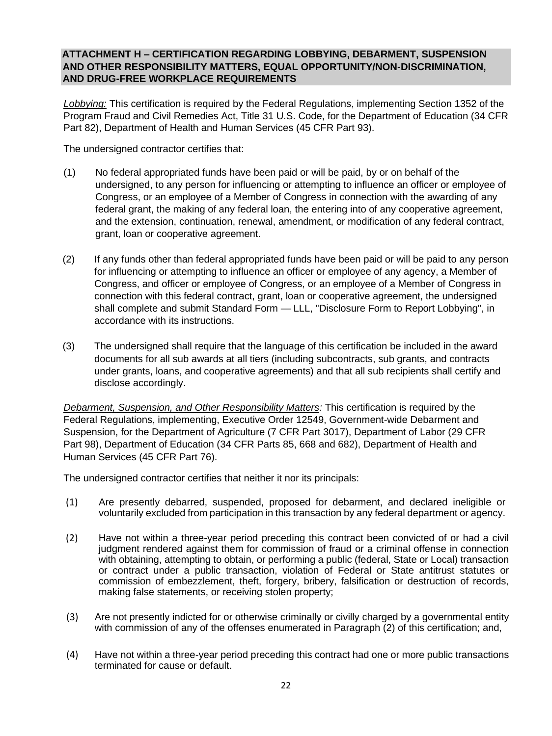## ATTACHMENT H – CERTIFICATION REGARDING LOBBYING, DEBARMENT, SUSPENSION AND OTHER RESPONSIBILITY MATTERS, EQUAL OPPORTUNITY/NON-DISCRIMINATION, AND DRUG-FREE WORKPLACE REQUIREMENTS

*Lobbying:* This certification is required by the Federal Regulations, implementing Section 1352 of the Program Fraud and Civil Remedies Act, Title 31 U.S. Code, for the Department of Education (34 CFR Part 82), Department of Health and Human Services (45 CFR Part 93).

The undersigned contractor certifies that:

(1) No federal appropriated funds have been paid or will be paid, by or on behalf of the undersigned, to any person for influencing or attempting to influence an officer or employee of Congress, or an employee of a Member of Congress in connection with the awarding of any federal grant, the making of any federal loan, the entering into of any cooperative agreement, and the extension, continuation, renewal, amendment, or modification of any federal contract, grant, loan or cooperative agreement.

(2) If any funds other than federal appropriated funds have been paid or will be paid to any person for influencing or attempting to influence an officer or employee of any agency, a Member of Congress, and officer or employee of Congress, or an employee of a Member of Congress in connection with this federal contract, grant, loan or cooperative agreement, the undersigned shall complete and submit Standard Form — LLL, "Disclosure Form to Report Lobbying", in accordance with its instructions.

(3) The undersigned shall require that the language of this certification be included in the award documents for all sub awards at all tiers (including subcontracts, sub grants, and contracts under grants, loans, and cooperative agreements) and that all sub recipients shall certify and disclose accordingly.

*Debarment, Suspension, and Other Responsibility Matters:* This certification is required by the Federal Regulations, implementing, Executive Order 12549, Government-wide Debarment and Suspension, for the Department of Agriculture (7 CFR Part 3017), Department of Labor (29 CFR Part 98), Department of Education (34 CFR Parts 85, 668 and 682), Department of Health and Human Services (45 CFR Part 76).

The undersigned contractor certifies that neither it nor its principals:

(1) Are presently debarred, suspended, proposed for debarment, and declared ineligible or voluntarily excluded from participation in this transaction by any federal department or agency.

(2) Have not within a three-year period preceding this contract been convicted of or had a civil judgment rendered against them for commission of fraud or a criminal offense in connection with obtaining, attempting to obtain, or performing a public (federal, State or Local) transaction or contract under a public transaction, violation of Federal or State antitrust statutes or commission of embezzlement, theft, forgery, bribery, falsification or destruction of records, making false statements, or receiving stolen property;

(3) Are not presently indicted for or otherwise criminally or civilly charged by a governmental entity with commission of any of the offenses enumerated in Paragraph (2) of this certification; and,

(4) Have not within a three-year period preceding this contract had one or more public transactions terminated for cause or default.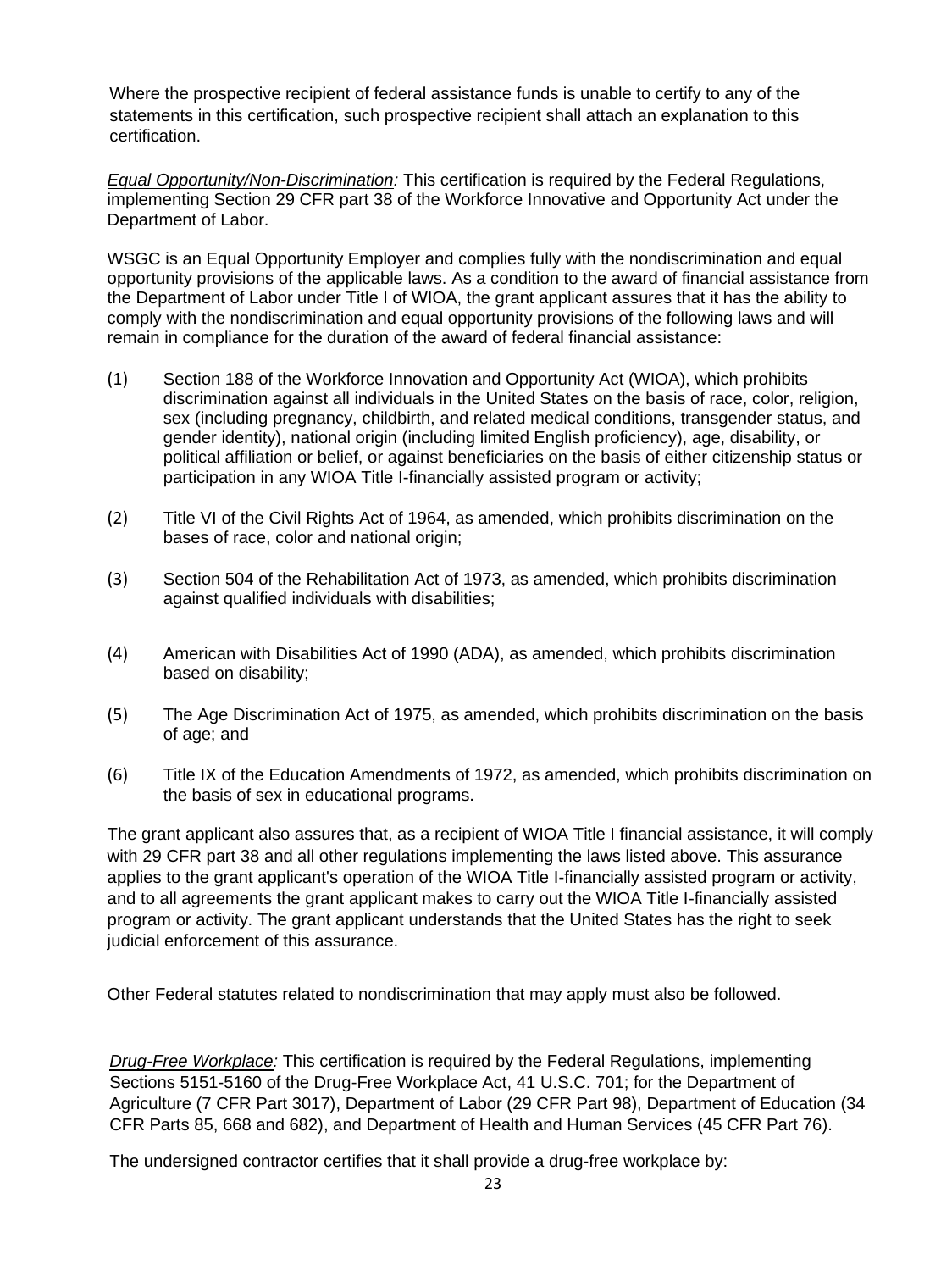Where the prospective recipient of federal assistance funds is unable to certify to any of the statements in this certification, such prospective recipient shall attach an explanation to this certification.

*Equal Opportunity/Non-Discrimination:* This certification is required by the Federal Regulations, implementing Section 29 CFR part 38 of the Workforce Innovative and Opportunity Act under the Department of Labor.

WSGC is an Equal Opportunity Employer and complies fully with the nondiscrimination and equal opportunity provisions of the applicable laws. As a condition to the award of financial assistance from the Department of Labor under Title I of WIOA, the grant applicant assures that it has the ability to comply with the nondiscrimination and equal opportunity provisions of the following laws and will remain in compliance for the duration of the award of federal financial assistance:

(1) Section 188 of the Workforce Innovation and Opportunity Act (WIOA), which prohibits discrimination against all individuals in the United States on the basis of race, color, religion, sex (including pregnancy, childbirth, and related medical conditions, transgender status, and gender identity), national origin (including limited English proficiency), age, disability, or political affiliation or belief, or against beneficiaries on the basis of either citizenship status or participation in any WIOA Title I-financially assisted program or activity;

(2) Title VI of the Civil Rights Act of 1964, as amended, which prohibits discrimination on the bases of race, color and national origin;

(3) Section 504 of the Rehabilitation Act of 1973, as amended, which prohibits discrimination against qualified individuals with disabilities;

(4) American with Disabilities Act of 1990 (ADA), as amended, which prohibits discrimination based on disability;

(5) The Age Discrimination Act of 1975, as amended, which prohibits discrimination on the basis of age; and

(6) Title IX of the Education Amendments of 1972, as amended, which prohibits discrimination on the basis of sex in educational programs.

The grant applicant also assures that, as a recipient of WIOA Title I financial assistance, it will comply with 29 CFR part 38 and all other regulations implementing the laws listed above. This assurance applies to the grant applicant's operation of the WIOA Title I-financially assisted program or activity, and to all agreements the grant applicant makes to carry out the WIOA Title I-financially assisted program or activity. The grant applicant understands that the United States has the right to seek judicial enforcement of this assurance.

Other Federal statutes related to nondiscrimination that may apply must also be followed.

*Drug-Free Workplace:* This certification is required by the Federal Regulations, implementing Sections 5151-5160 of the Drug-Free Workplace Act, 41 U.S.C. 701; for the Department of Agriculture (7 CFR Part 3017), Department of Labor (29 CFR Part 98), Department of Education (34 CFR Parts 85, 668 and 682), and Department of Health and Human Services (45 CFR Part 76).

The undersigned contractor certifies that it shall provide a drug-free workplace by: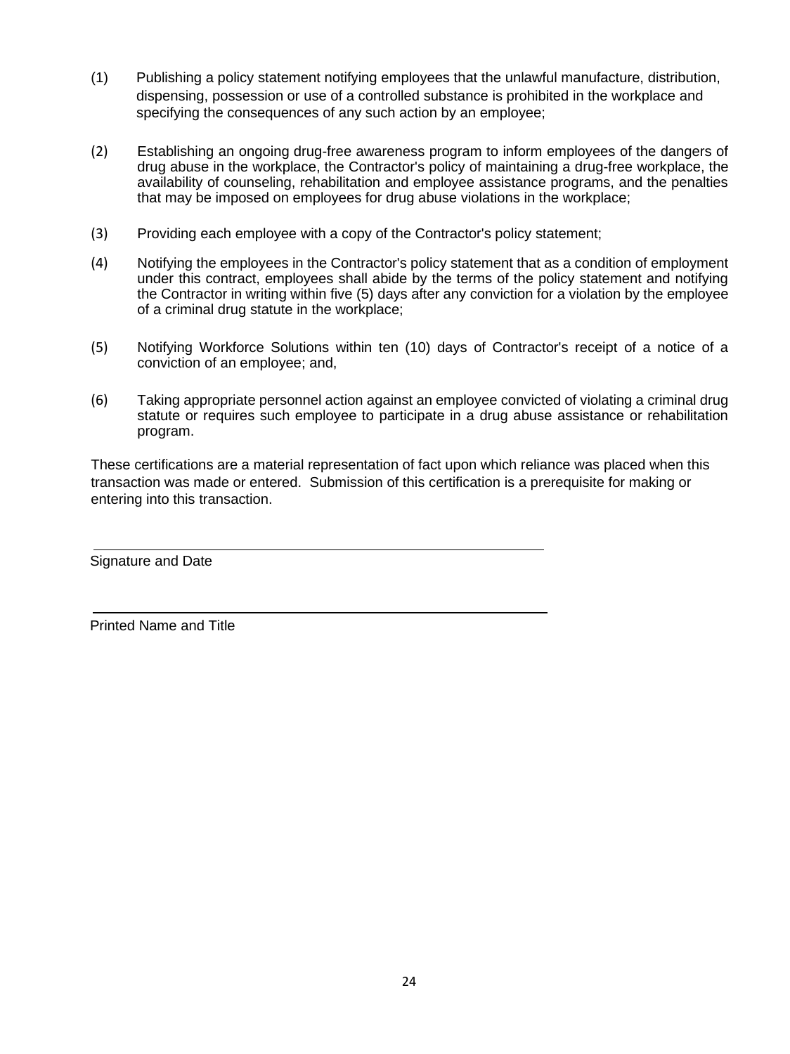(1) Publishing a policy statement notifying employees that the unlawful manufacture, distribution, dispensing, possession or use of a controlled substance is prohibited in the workplace and specifying the consequences of any such action by an employee;

(2) Establishing an ongoing drug-free awareness program to inform employees of the dangers of drug abuse in the workplace, the Contractor's policy of maintaining a drug-free workplace, the availability of counseling, rehabilitation and employee assistance programs, and the penalties that may be imposed on employees for drug abuse violations in the workplace;

(3) Providing each employee with a copy of the Contractor's policy statement;

(4) Notifying the employees in the Contractor's policy statement that as a condition of employment under this contract, employees shall abide by the terms of the policy statement and notifying the Contractor in writing within five (5) days after any conviction for a violation by the employee of a criminal drug statute in the workplace;

(5) Notifying Workforce Solutions within ten (10) days of Contractor's receipt of a notice of a conviction of an employee; and,

(6) Taking appropriate personnel action against an employee convicted of violating a criminal drug statute or requires such employee to participate in a drug abuse assistance or rehabilitation program.

These certifications are a material representation of fact upon which reliance was placed when this transaction was made or entered. Submission of this certification is a prerequisite for making or entering into this transaction.

\_\_\_\_\_\_\_\_\_\_\_\_\_\_\_\_\_\_\_\_\_\_\_\_\_\_\_\_\_\_\_\_\_\_\_\_\_\_\_\_\_\_\_\_\_\_\_\_

Signature and Date

\_\_\_\_\_\_\_\_\_\_\_\_\_\_\_\_\_\_\_\_\_\_\_\_\_\_\_\_\_\_\_\_\_\_\_\_\_\_\_\_\_\_\_\_\_\_\_\_

Printed Name and Title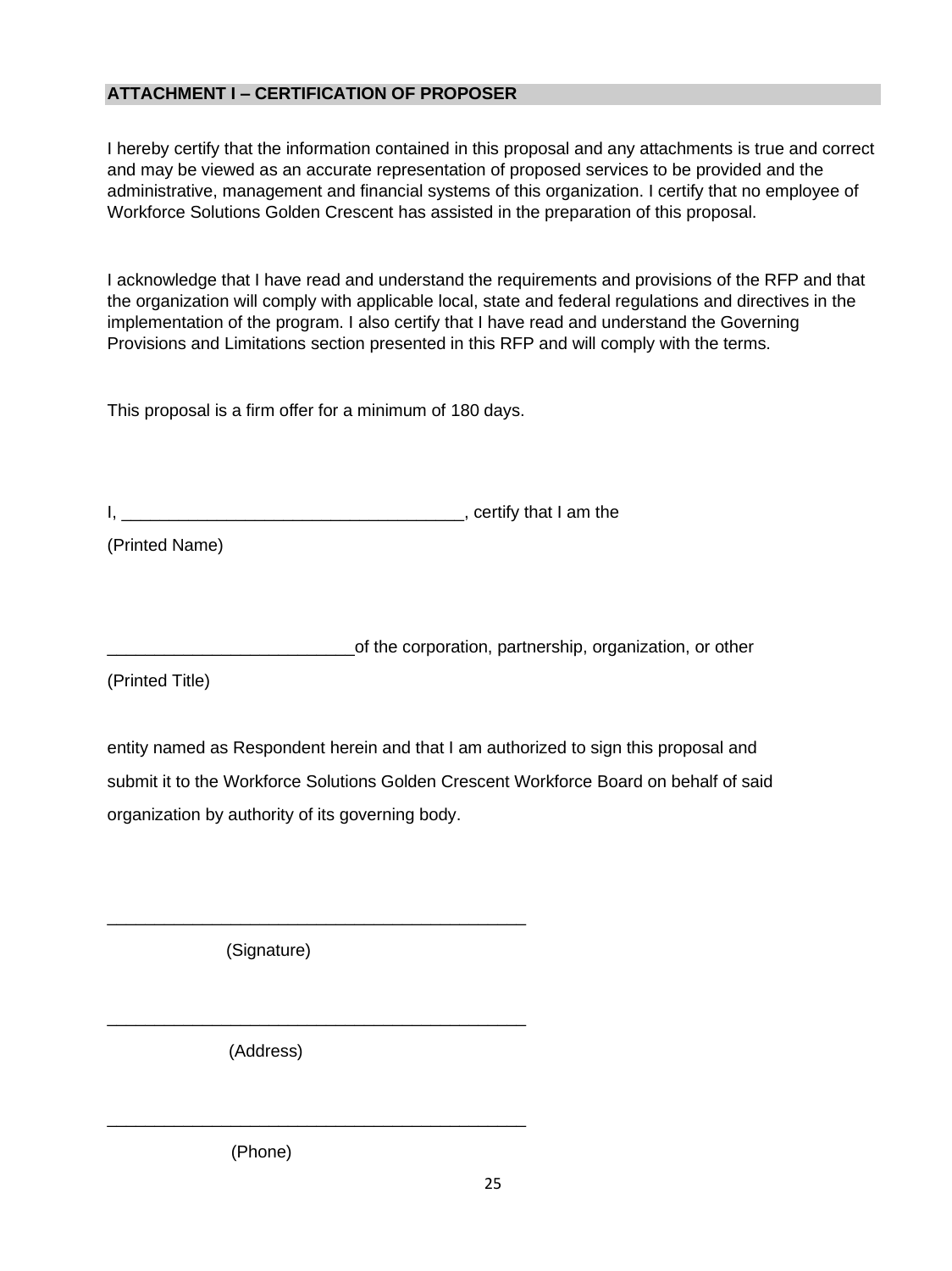## ATTACHMENT I – CERTIFICATION OF PROPOSER

I hereby certify that the information contained in this proposal and any attachments is true and correct and may be viewed as an accurate representation of proposed services to be provided and the administrative, management and financial systems of this organization. I certify that no employee of Workforce Solutions Golden Crescent has assisted in the preparation of this proposal.

I acknowledge that I have read and understand the requirements and provisions of the RFP and that the organization will comply with applicable local, state and federal regulations and directives in the implementation of the program. I also certify that I have read and understand the Governing Provisions and Limitations section presented in this RFP and will comply with the terms.

This proposal is a firm offer for a minimum of 180 days.

I, ____________________________________, certify that I am the

(Printed Name)

__________________________of the corporation, partnership, organization, or other

(Printed Title)

entity named as Respondent herein and that I am authorized to sign this proposal and submit it to the Workforce Solutions Golden Crescent Workforce Board on behalf of said organization by authority of its governing body.

_____________________________________________

(Signature)

_____________________________________________

(Address)

_____________________________________________

(Phone)